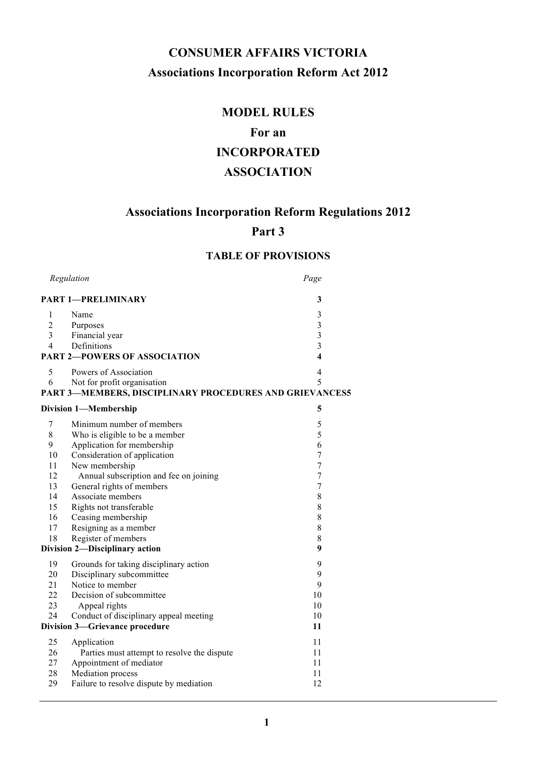# CONSUMER AFFAIRS VICTORIA

## Associations Incorporation Reform Act 2012

# MODEL RULES

# For an

# INCORPORATED ASSOCIATION

## Associations Incorporation Reform Regulations 2012

## Part 3

### TABLE OF PROVISIONS

| Regulation | | Page |
|---|---|---|
| **PART 1—PRELIMINARY** | | **3** |
| 1 | Name | 3 |
| 2 | Purposes | 3 |
| 3 | Financial year | 3 |
| 4 | Definitions | 3 |
| **PART 2—POWERS OF ASSOCIATION** | | **4** |
| 5 | Powers of Association | 4 |
| 6 | Not for profit organisation | 5 |
| **PART 3—MEMBERS, DISCIPLINARY PROCEDURES AND GRIEVANCES** | | **5** |
| **Division 1—Membership** | | **5** |
| 7 | Minimum number of members | 5 |
| 8 | Who is eligible to be a member | 5 |
| 9 | Application for membership | 6 |
| 10 | Consideration of application | 7 |
| 11 | New membership | 7 |
| 12 | Annual subscription and fee on joining | 7 |
| 13 | General rights of members | 7 |
| 14 | Associate members | 8 |
| 15 | Rights not transferable | 8 |
| 16 | Ceasing membership | 8 |
| 17 | Resigning as a member | 8 |
| 18 | Register of members | 8 |
| **Division 2—Disciplinary action** | | **9** |
| 19 | Grounds for taking disciplinary action | 9 |
| 20 | Disciplinary subcommittee | 9 |
| 21 | Notice to member | 9 |
| 22 | Decision of subcommittee | 10 |
| 23 | Appeal rights | 10 |
| 24 | Conduct of disciplinary appeal meeting | 10 |
| **Division 3—Grievance procedure** | | **11** |
| 25 | Application | 11 |
| 26 | Parties must attempt to resolve the dispute | 11 |
| 27 | Appointment of mediator | 11 |
| 28 | Mediation process | 11 |
| 29 | Failure to resolve dispute by mediation | 12 |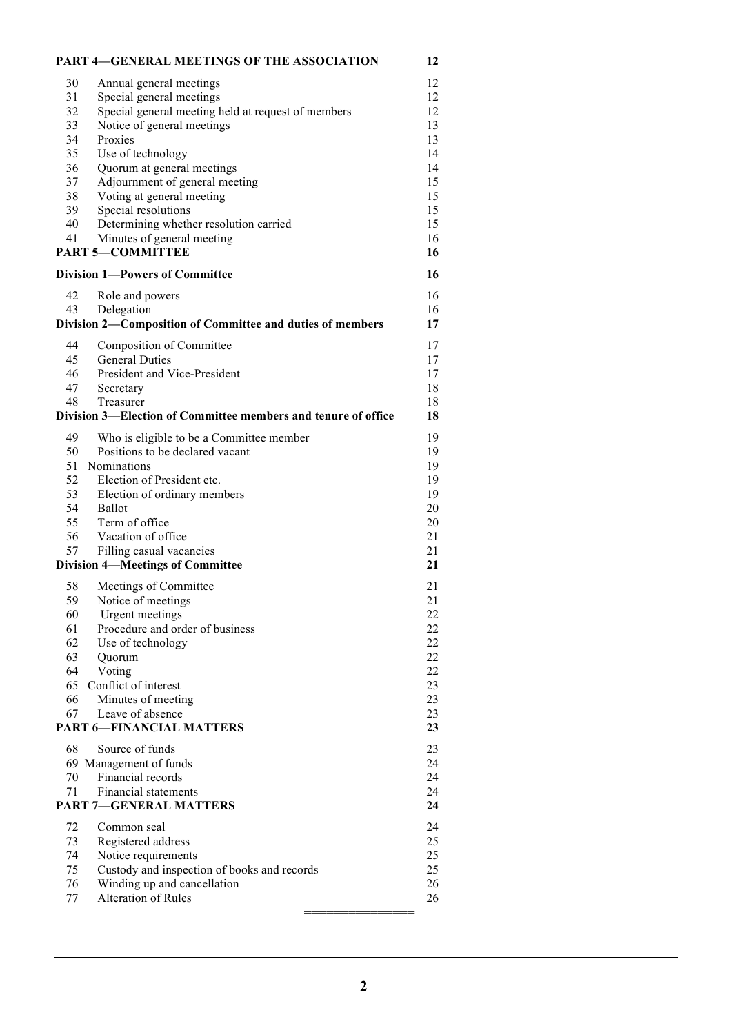| | | |
|---|---|---|
| **PART 4—GENERAL MEETINGS OF THE ASSOCIATION** | | **12** |
| 30 | Annual general meetings | 12 |
| 31 | Special general meetings | 12 |
| 32 | Special general meeting held at request of members | 12 |
| 33 | Notice of general meetings | 13 |
| 34 | Proxies | 13 |
| 35 | Use of technology | 14 |
| 36 | Quorum at general meetings | 14 |
| 37 | Adjournment of general meeting | 15 |
| 38 | Voting at general meeting | 15 |
| 39 | Special resolutions | 15 |
| 40 | Determining whether resolution carried | 15 |
| 41 | Minutes of general meeting | 16 |
| **PART 5—COMMITTEE** | | **16** |
| **Division 1—Powers of Committee** | | **16** |
| 42 | Role and powers | 16 |
| 43 | Delegation | 16 |
| **Division 2—Composition of Committee and duties of members** | | **17** |
| 44 | Composition of Committee | 17 |
| 45 | General Duties | 17 |
| 46 | President and Vice-President | 17 |
| 47 | Secretary | 18 |
| 48 | Treasurer | 18 |
| **Division 3—Election of Committee members and tenure of office** | | **18** |
| 49 | Who is eligible to be a Committee member | 19 |
| 50 | Positions to be declared vacant | 19 |
| 51 | Nominations | 19 |
| 52 | Election of President etc. | 19 |
| 53 | Election of ordinary members | 19 |
| 54 | Ballot | 20 |
| 55 | Term of office | 20 |
| 56 | Vacation of office | 21 |
| 57 | Filling casual vacancies | 21 |
| **Division 4—Meetings of Committee** | | **21** |
| 58 | Meetings of Committee | 21 |
| 59 | Notice of meetings | 21 |
| 60 | Urgent meetings | 22 |
| 61 | Procedure and order of business | 22 |
| 62 | Use of technology | 22 |
| 63 | Quorum | 22 |
| 64 | Voting | 22 |
| 65 | Conflict of interest | 23 |
| 66 | Minutes of meeting | 23 |
| 67 | Leave of absence | 23 |
| **PART 6—FINANCIAL MATTERS** | | **23** |
| 68 | Source of funds | 23 |
| 69 | Management of funds | 24 |
| 70 | Financial records | 24 |
| 71 | Financial statements | 24 |
| **PART 7—GENERAL MATTERS** | | **24** |
| 72 | Common seal | 24 |
| 73 | Registered address | 25 |
| 74 | Notice requirements | 25 |
| 75 | Custody and inspection of books and records | 25 |
| 76 | Winding up and cancellation | 26 |
| 77 | Alteration of Rules | 26 |

═══════════════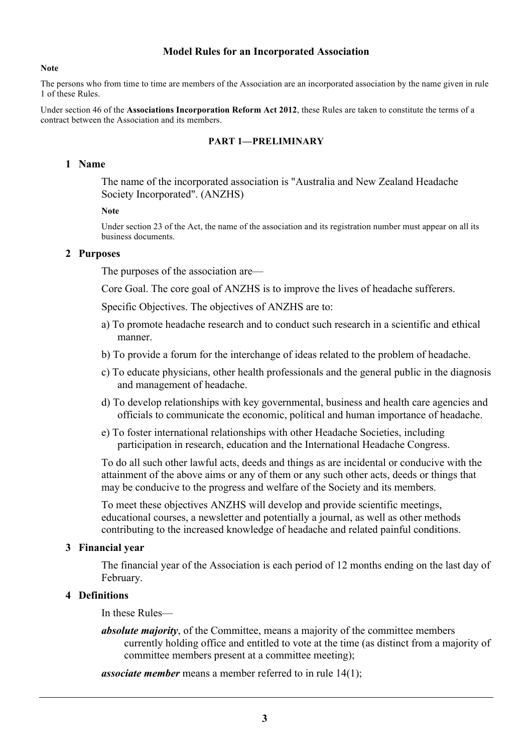# Model Rules for an Incorporated Association

**Note**

The persons who from time to time are members of the Association are an incorporated association by the name given in rule 1 of these Rules.

Under section 46 of the **Associations Incorporation Reform Act 2012**, these Rules are taken to constitute the terms of a contract between the Association and its members.

## PART 1—PRELIMINARY

### 1 Name

The name of the incorporated association is "Australia and New Zealand Headache Society Incorporated". (ANZHS)

**Note**

Under section 23 of the Act, the name of the association and its registration number must appear on all its business documents.

### 2 Purposes

The purposes of the association are—

Core Goal. The core goal of ANZHS is to improve the lives of headache sufferers.

Specific Objectives. The objectives of ANZHS are to:

a) To promote headache research and to conduct such research in a scientific and ethical manner.

b) To provide a forum for the interchange of ideas related to the problem of headache.

c) To educate physicians, other health professionals and the general public in the diagnosis and management of headache.

d) To develop relationships with key governmental, business and health care agencies and officials to communicate the economic, political and human importance of headache.

e) To foster international relationships with other Headache Societies, including participation in research, education and the International Headache Congress.

To do all such other lawful acts, deeds and things as are incidental or conducive with the attainment of the above aims or any of them or any such other acts, deeds or things that may be conducive to the progress and welfare of the Society and its members.

To meet these objectives ANZHS will develop and provide scientific meetings, educational courses, a newsletter and potentially a journal, as well as other methods contributing to the increased knowledge of headache and related painful conditions.

### 3 Financial year

The financial year of the Association is each period of 12 months ending on the last day of February.

### 4 Definitions

In these Rules—

***absolute majority***, of the Committee, means a majority of the committee members currently holding office and entitled to vote at the time (as distinct from a majority of committee members present at a committee meeting);

***associate member*** means a member referred to in rule 14(1);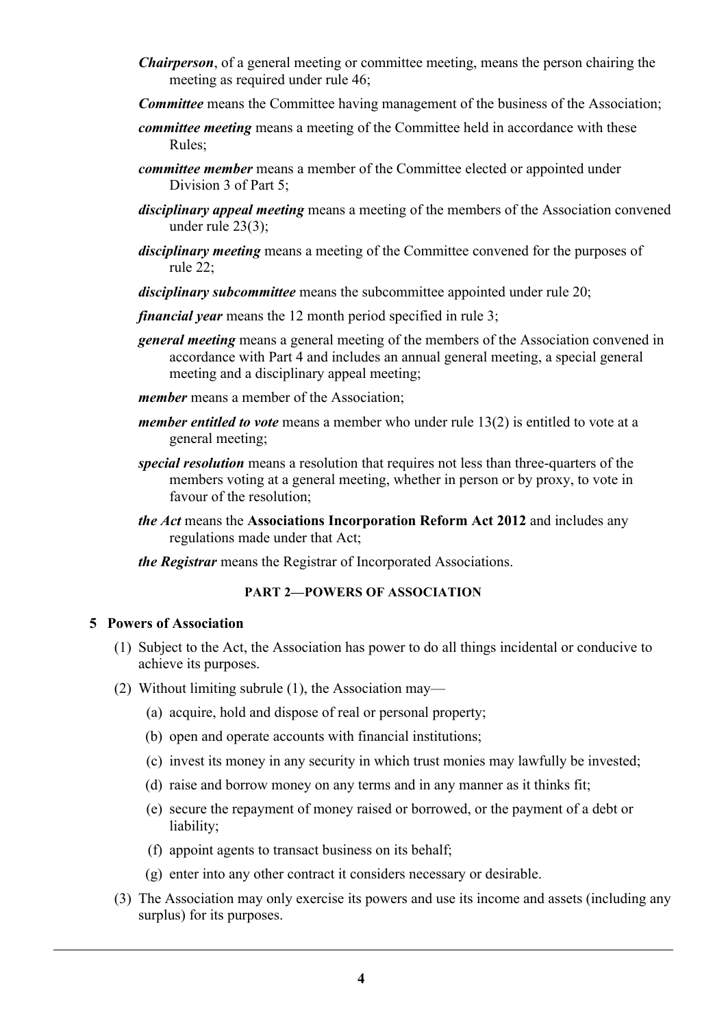***Chairperson***, of a general meeting or committee meeting, means the person chairing the meeting as required under rule 46;

***Committee*** means the Committee having management of the business of the Association;

***committee meeting*** means a meeting of the Committee held in accordance with these Rules;

***committee member*** means a member of the Committee elected or appointed under Division 3 of Part 5;

***disciplinary appeal meeting*** means a meeting of the members of the Association convened under rule 23(3);

***disciplinary meeting*** means a meeting of the Committee convened for the purposes of rule 22;

***disciplinary subcommittee*** means the subcommittee appointed under rule 20;

***financial year*** means the 12 month period specified in rule 3;

***general meeting*** means a general meeting of the members of the Association convened in accordance with Part 4 and includes an annual general meeting, a special general meeting and a disciplinary appeal meeting;

***member*** means a member of the Association;

***member entitled to vote*** means a member who under rule 13(2) is entitled to vote at a general meeting;

***special resolution*** means a resolution that requires not less than three-quarters of the members voting at a general meeting, whether in person or by proxy, to vote in favour of the resolution;

***the Act*** means the **Associations Incorporation Reform Act 2012** and includes any regulations made under that Act;

***the Registrar*** means the Registrar of Incorporated Associations.

## PART 2—POWERS OF ASSOCIATION

### 5 Powers of Association

(1) Subject to the Act, the Association has power to do all things incidental or conducive to achieve its purposes.

(2) Without limiting subrule (1), the Association may—

- (a) acquire, hold and dispose of real or personal property;
- (b) open and operate accounts with financial institutions;
- (c) invest its money in any security in which trust monies may lawfully be invested;
- (d) raise and borrow money on any terms and in any manner as it thinks fit;
- (e) secure the repayment of money raised or borrowed, or the payment of a debt or liability;
- (f) appoint agents to transact business on its behalf;
- (g) enter into any other contract it considers necessary or desirable.

(3) The Association may only exercise its powers and use its income and assets (including any surplus) for its purposes.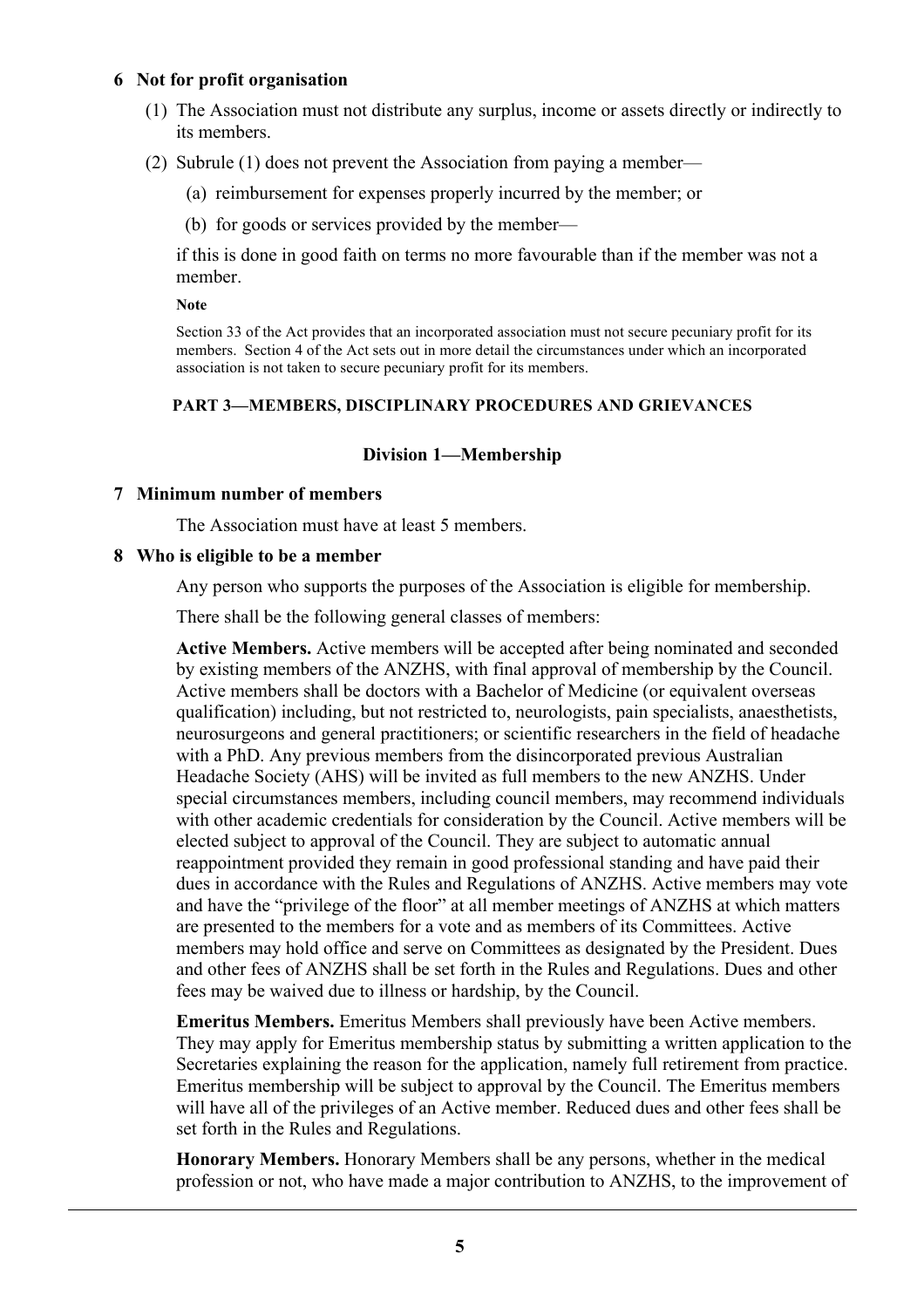### 6 Not for profit organisation

(1) The Association must not distribute any surplus, income or assets directly or indirectly to its members.

(2) Subrule (1) does not prevent the Association from paying a member—

(a) reimbursement for expenses properly incurred by the member; or

(b) for goods or services provided by the member—

if this is done in good faith on terms no more favourable than if the member was not a member.

**Note**

Section 33 of the Act provides that an incorporated association must not secure pecuniary profit for its members. Section 4 of the Act sets out in more detail the circumstances under which an incorporated association is not taken to secure pecuniary profit for its members.

## PART 3—MEMBERS, DISCIPLINARY PROCEDURES AND GRIEVANCES

### Division 1—Membership

### 7 Minimum number of members

The Association must have at least 5 members.

### 8 Who is eligible to be a member

Any person who supports the purposes of the Association is eligible for membership.

There shall be the following general classes of members:

**Active Members.** Active members will be accepted after being nominated and seconded by existing members of the ANZHS, with final approval of membership by the Council. Active members shall be doctors with a Bachelor of Medicine (or equivalent overseas qualification) including, but not restricted to, neurologists, pain specialists, anaesthetists, neurosurgeons and general practitioners; or scientific researchers in the field of headache with a PhD. Any previous members from the disincorporated previous Australian Headache Society (AHS) will be invited as full members to the new ANZHS. Under special circumstances members, including council members, may recommend individuals with other academic credentials for consideration by the Council. Active members will be elected subject to approval of the Council. They are subject to automatic annual reappointment provided they remain in good professional standing and have paid their dues in accordance with the Rules and Regulations of ANZHS. Active members may vote and have the "privilege of the floor" at all member meetings of ANZHS at which matters are presented to the members for a vote and as members of its Committees. Active members may hold office and serve on Committees as designated by the President. Dues and other fees of ANZHS shall be set forth in the Rules and Regulations. Dues and other fees may be waived due to illness or hardship, by the Council.

**Emeritus Members.** Emeritus Members shall previously have been Active members. They may apply for Emeritus membership status by submitting a written application to the Secretaries explaining the reason for the application, namely full retirement from practice. Emeritus membership will be subject to approval by the Council. The Emeritus members will have all of the privileges of an Active member. Reduced dues and other fees shall be set forth in the Rules and Regulations.

**Honorary Members.** Honorary Members shall be any persons, whether in the medical profession or not, who have made a major contribution to ANZHS, to the improvement of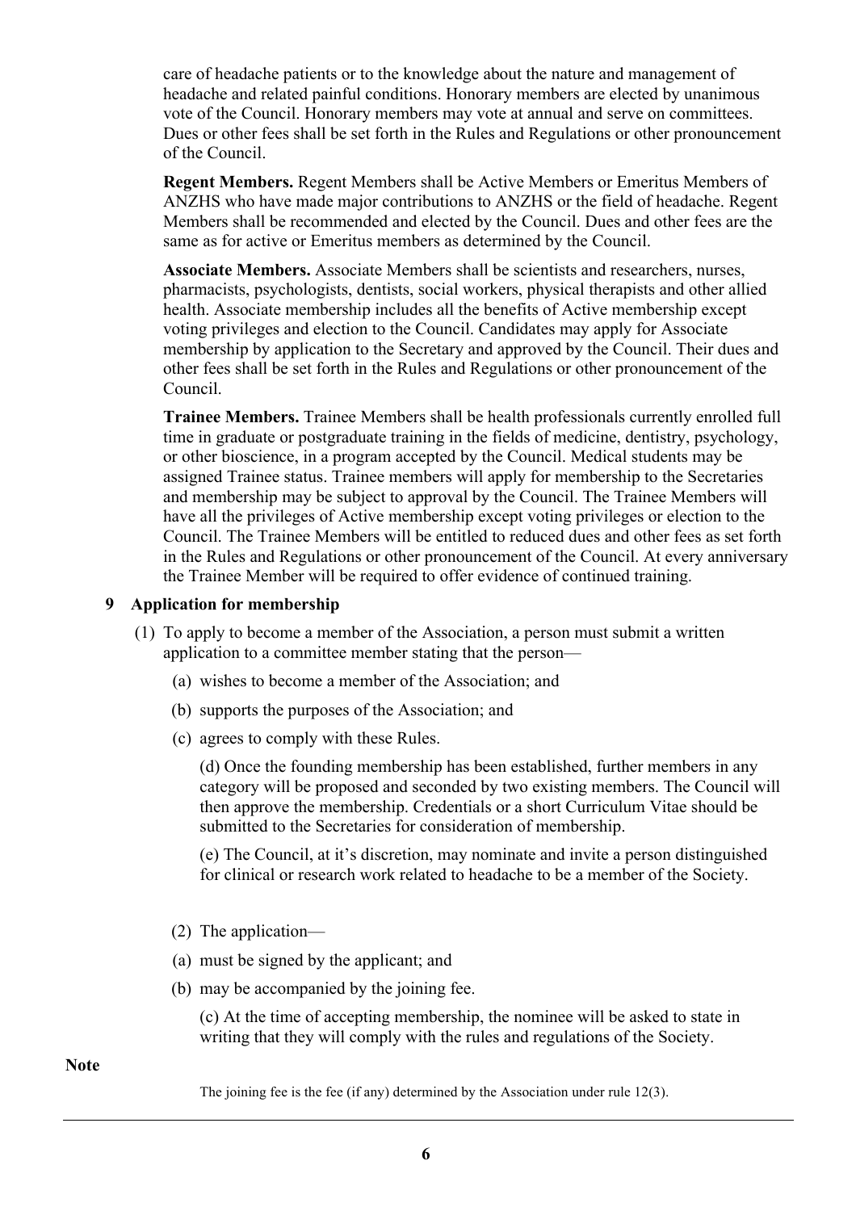care of headache patients or to the knowledge about the nature and management of headache and related painful conditions. Honorary members are elected by unanimous vote of the Council. Honorary members may vote at annual and serve on committees. Dues or other fees shall be set forth in the Rules and Regulations or other pronouncement of the Council.

**Regent Members.** Regent Members shall be Active Members or Emeritus Members of ANZHS who have made major contributions to ANZHS or the field of headache. Regent Members shall be recommended and elected by the Council. Dues and other fees are the same as for active or Emeritus members as determined by the Council.

**Associate Members.** Associate Members shall be scientists and researchers, nurses, pharmacists, psychologists, dentists, social workers, physical therapists and other allied health. Associate membership includes all the benefits of Active membership except voting privileges and election to the Council. Candidates may apply for Associate membership by application to the Secretary and approved by the Council. Their dues and other fees shall be set forth in the Rules and Regulations or other pronouncement of the Council.

**Trainee Members.** Trainee Members shall be health professionals currently enrolled full time in graduate or postgraduate training in the fields of medicine, dentistry, psychology, or other bioscience, in a program accepted by the Council. Medical students may be assigned Trainee status. Trainee members will apply for membership to the Secretaries and membership may be subject to approval by the Council. The Trainee Members will have all the privileges of Active membership except voting privileges or election to the Council. The Trainee Members will be entitled to reduced dues and other fees as set forth in the Rules and Regulations or other pronouncement of the Council. At every anniversary the Trainee Member will be required to offer evidence of continued training.

### 9 Application for membership

(1) To apply to become a member of the Association, a person must submit a written application to a committee member stating that the person—

(a) wishes to become a member of the Association; and

(b) supports the purposes of the Association; and

(c) agrees to comply with these Rules.

(d) Once the founding membership has been established, further members in any category will be proposed and seconded by two existing members. The Council will then approve the membership. Credentials or a short Curriculum Vitae should be submitted to the Secretaries for consideration of membership.

(e) The Council, at it's discretion, may nominate and invite a person distinguished for clinical or research work related to headache to be a member of the Society.

(2) The application—

(a) must be signed by the applicant; and

(b) may be accompanied by the joining fee.

(c) At the time of accepting membership, the nominee will be asked to state in writing that they will comply with the rules and regulations of the Society.

**Note**

The joining fee is the fee (if any) determined by the Association under rule 12(3).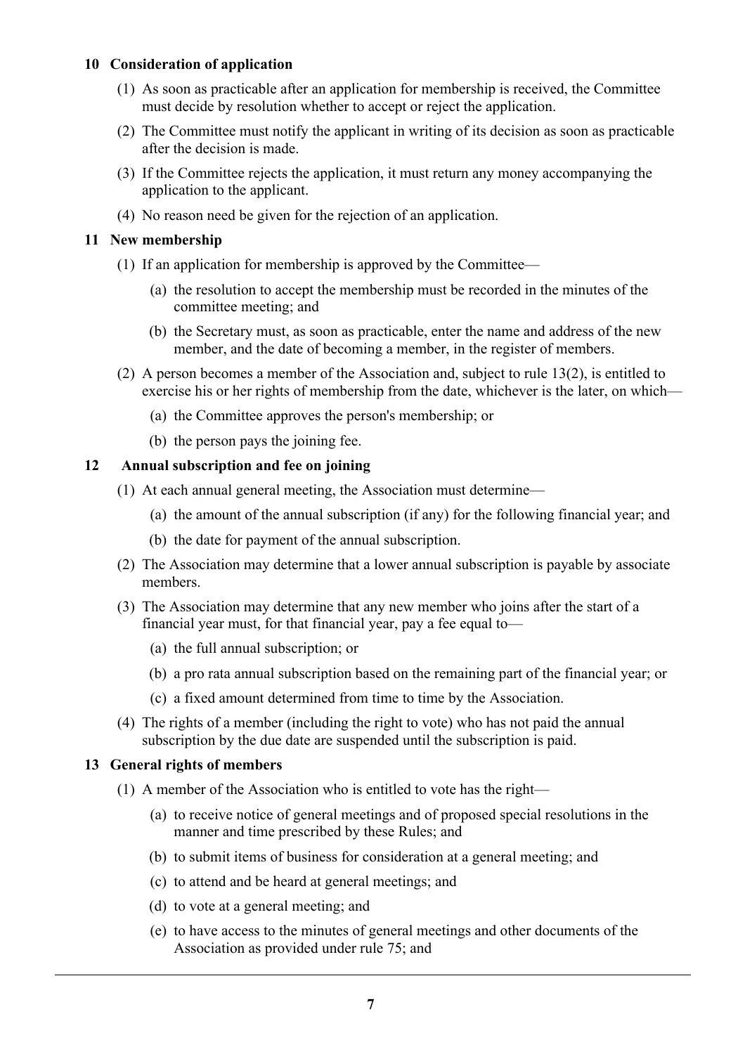### 10 Consideration of application

(1) As soon as practicable after an application for membership is received, the Committee must decide by resolution whether to accept or reject the application.

(2) The Committee must notify the applicant in writing of its decision as soon as practicable after the decision is made.

(3) If the Committee rejects the application, it must return any money accompanying the application to the applicant.

(4) No reason need be given for the rejection of an application.

### 11 New membership

(1) If an application for membership is approved by the Committee—

- (a) the resolution to accept the membership must be recorded in the minutes of the committee meeting; and
- (b) the Secretary must, as soon as practicable, enter the name and address of the new member, and the date of becoming a member, in the register of members.

(2) A person becomes a member of the Association and, subject to rule 13(2), is entitled to exercise his or her rights of membership from the date, whichever is the later, on which—

- (a) the Committee approves the person's membership; or
- (b) the person pays the joining fee.

### 12 Annual subscription and fee on joining

(1) At each annual general meeting, the Association must determine—

- (a) the amount of the annual subscription (if any) for the following financial year; and
- (b) the date for payment of the annual subscription.

(2) The Association may determine that a lower annual subscription is payable by associate members.

(3) The Association may determine that any new member who joins after the start of a financial year must, for that financial year, pay a fee equal to—

- (a) the full annual subscription; or
- (b) a pro rata annual subscription based on the remaining part of the financial year; or
- (c) a fixed amount determined from time to time by the Association.

(4) The rights of a member (including the right to vote) who has not paid the annual subscription by the due date are suspended until the subscription is paid.

### 13 General rights of members

(1) A member of the Association who is entitled to vote has the right—

- (a) to receive notice of general meetings and of proposed special resolutions in the manner and time prescribed by these Rules; and
- (b) to submit items of business for consideration at a general meeting; and
- (c) to attend and be heard at general meetings; and
- (d) to vote at a general meeting; and
- (e) to have access to the minutes of general meetings and other documents of the Association as provided under rule 75; and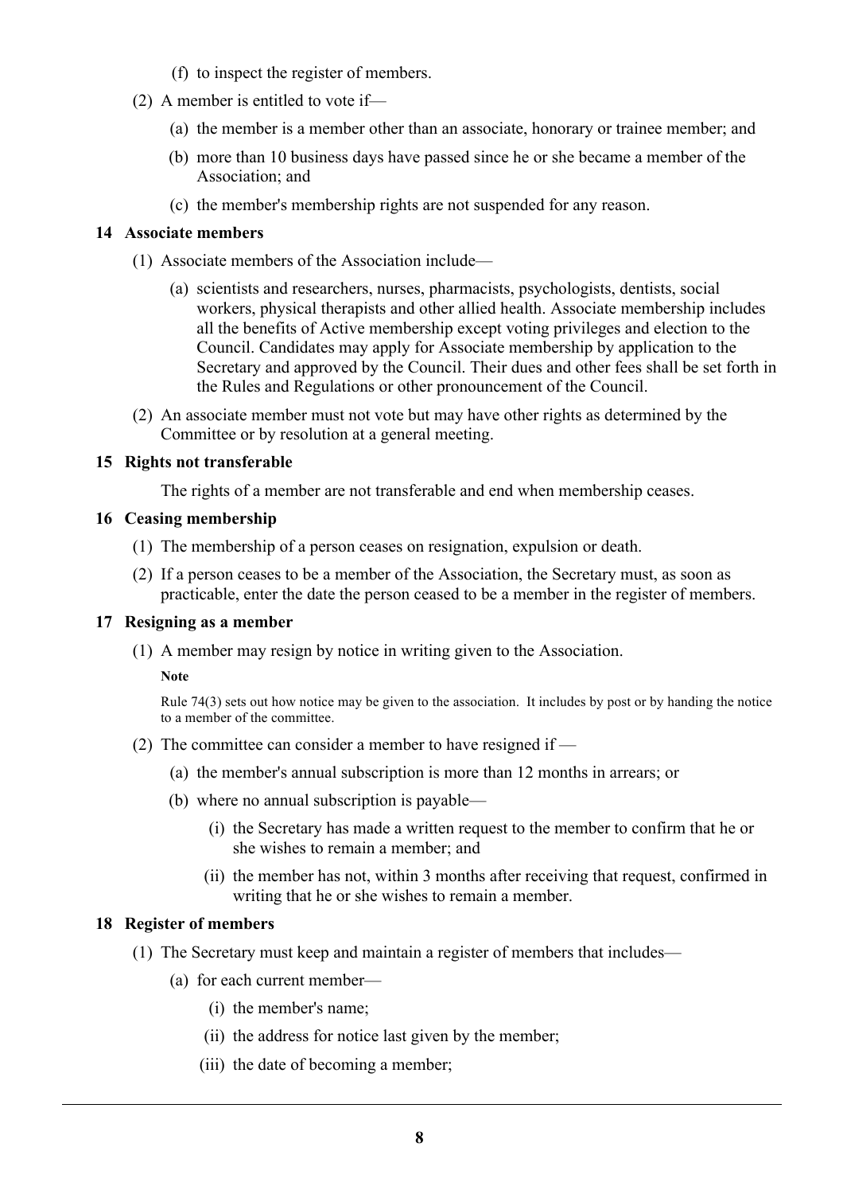(f) to inspect the register of members.

(2) A member is entitled to vote if—

(a) the member is a member other than an associate, honorary or trainee member; and

(b) more than 10 business days have passed since he or she became a member of the Association; and

(c) the member's membership rights are not suspended for any reason.

### 14 Associate members

(1) Associate members of the Association include—

(a) scientists and researchers, nurses, pharmacists, psychologists, dentists, social workers, physical therapists and other allied health. Associate membership includes all the benefits of Active membership except voting privileges and election to the Council. Candidates may apply for Associate membership by application to the Secretary and approved by the Council. Their dues and other fees shall be set forth in the Rules and Regulations or other pronouncement of the Council.

(2) An associate member must not vote but may have other rights as determined by the Committee or by resolution at a general meeting.

### 15 Rights not transferable

The rights of a member are not transferable and end when membership ceases.

### 16 Ceasing membership

(1) The membership of a person ceases on resignation, expulsion or death.

(2) If a person ceases to be a member of the Association, the Secretary must, as soon as practicable, enter the date the person ceased to be a member in the register of members.

### 17 Resigning as a member

(1) A member may resign by notice in writing given to the Association.

**Note**

Rule 74(3) sets out how notice may be given to the association. It includes by post or by handing the notice to a member of the committee.

(2) The committee can consider a member to have resigned if —

(a) the member's annual subscription is more than 12 months in arrears; or

(b) where no annual subscription is payable—

(i) the Secretary has made a written request to the member to confirm that he or she wishes to remain a member; and

(ii) the member has not, within 3 months after receiving that request, confirmed in writing that he or she wishes to remain a member.

### 18 Register of members

(1) The Secretary must keep and maintain a register of members that includes—

(a) for each current member—

(i) the member's name;

(ii) the address for notice last given by the member;

(iii) the date of becoming a member;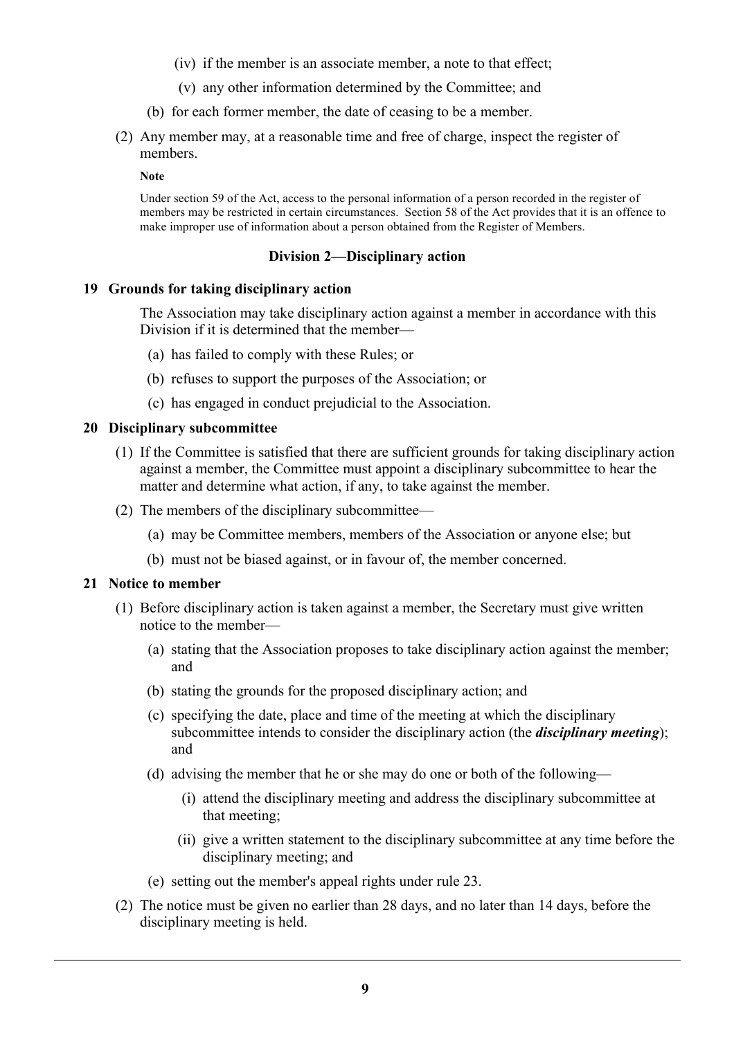- (iv) if the member is an associate member, a note to that effect;
- (v) any other information determined by the Committee; and
- (b) for each former member, the date of ceasing to be a member.

(2) Any member may, at a reasonable time and free of charge, inspect the register of members.

**Note**

Under section 59 of the Act, access to the personal information of a person recorded in the register of members may be restricted in certain circumstances. Section 58 of the Act provides that it is an offence to make improper use of information about a person obtained from the Register of Members.

### Division 2—Disciplinary action

#### 19 Grounds for taking disciplinary action

The Association may take disciplinary action against a member in accordance with this Division if it is determined that the member—

- (a) has failed to comply with these Rules; or
- (b) refuses to support the purposes of the Association; or
- (c) has engaged in conduct prejudicial to the Association.

#### 20 Disciplinary subcommittee

(1) If the Committee is satisfied that there are sufficient grounds for taking disciplinary action against a member, the Committee must appoint a disciplinary subcommittee to hear the matter and determine what action, if any, to take against the member.

(2) The members of the disciplinary subcommittee—

- (a) may be Committee members, members of the Association or anyone else; but
- (b) must not be biased against, or in favour of, the member concerned.

#### 21 Notice to member

(1) Before disciplinary action is taken against a member, the Secretary must give written notice to the member—

- (a) stating that the Association proposes to take disciplinary action against the member; and
- (b) stating the grounds for the proposed disciplinary action; and
- (c) specifying the date, place and time of the meeting at which the disciplinary subcommittee intends to consider the disciplinary action (the ***disciplinary meeting***); and
- (d) advising the member that he or she may do one or both of the following—
  - (i) attend the disciplinary meeting and address the disciplinary subcommittee at that meeting;
  - (ii) give a written statement to the disciplinary subcommittee at any time before the disciplinary meeting; and
- (e) setting out the member's appeal rights under rule 23.

(2) The notice must be given no earlier than 28 days, and no later than 14 days, before the disciplinary meeting is held.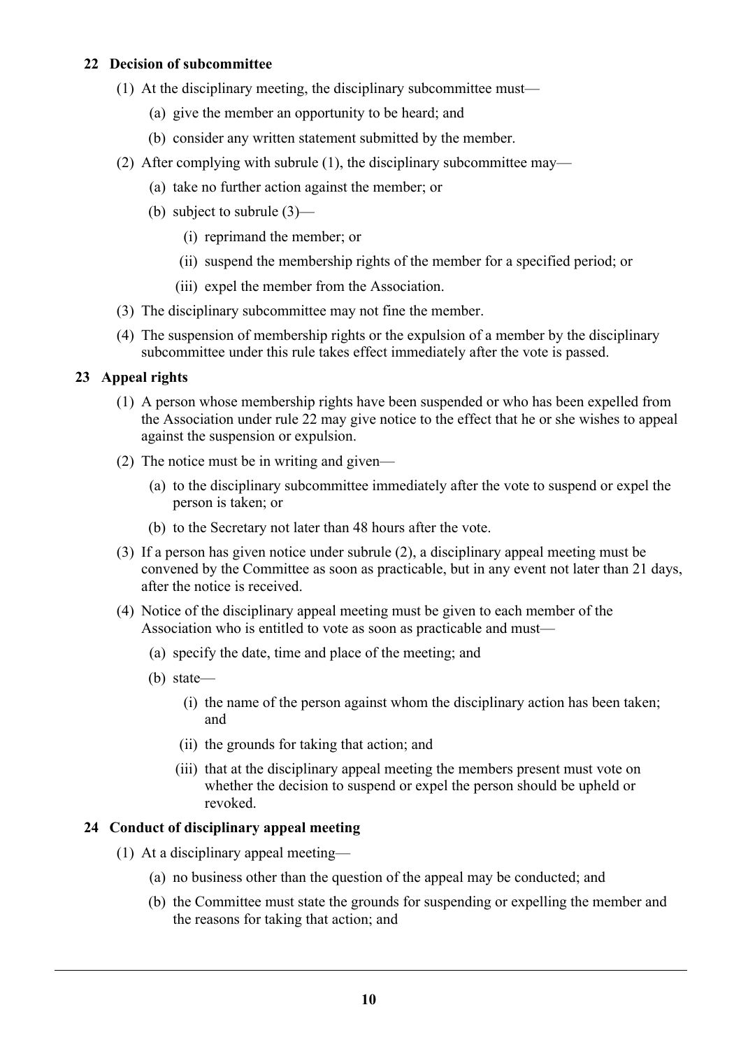### 22 Decision of subcommittee

(1) At the disciplinary meeting, the disciplinary subcommittee must—

(a) give the member an opportunity to be heard; and

(b) consider any written statement submitted by the member.

(2) After complying with subrule (1), the disciplinary subcommittee may—

(a) take no further action against the member; or

(b) subject to subrule (3)—

(i) reprimand the member; or

(ii) suspend the membership rights of the member for a specified period; or

(iii) expel the member from the Association.

(3) The disciplinary subcommittee may not fine the member.

(4) The suspension of membership rights or the expulsion of a member by the disciplinary subcommittee under this rule takes effect immediately after the vote is passed.

### 23 Appeal rights

(1) A person whose membership rights have been suspended or who has been expelled from the Association under rule 22 may give notice to the effect that he or she wishes to appeal against the suspension or expulsion.

(2) The notice must be in writing and given—

(a) to the disciplinary subcommittee immediately after the vote to suspend or expel the person is taken; or

(b) to the Secretary not later than 48 hours after the vote.

(3) If a person has given notice under subrule (2), a disciplinary appeal meeting must be convened by the Committee as soon as practicable, but in any event not later than 21 days, after the notice is received.

(4) Notice of the disciplinary appeal meeting must be given to each member of the Association who is entitled to vote as soon as practicable and must—

(a) specify the date, time and place of the meeting; and

(b) state—

(i) the name of the person against whom the disciplinary action has been taken; and

(ii) the grounds for taking that action; and

(iii) that at the disciplinary appeal meeting the members present must vote on whether the decision to suspend or expel the person should be upheld or revoked.

### 24 Conduct of disciplinary appeal meeting

(1) At a disciplinary appeal meeting—

(a) no business other than the question of the appeal may be conducted; and

(b) the Committee must state the grounds for suspending or expelling the member and the reasons for taking that action; and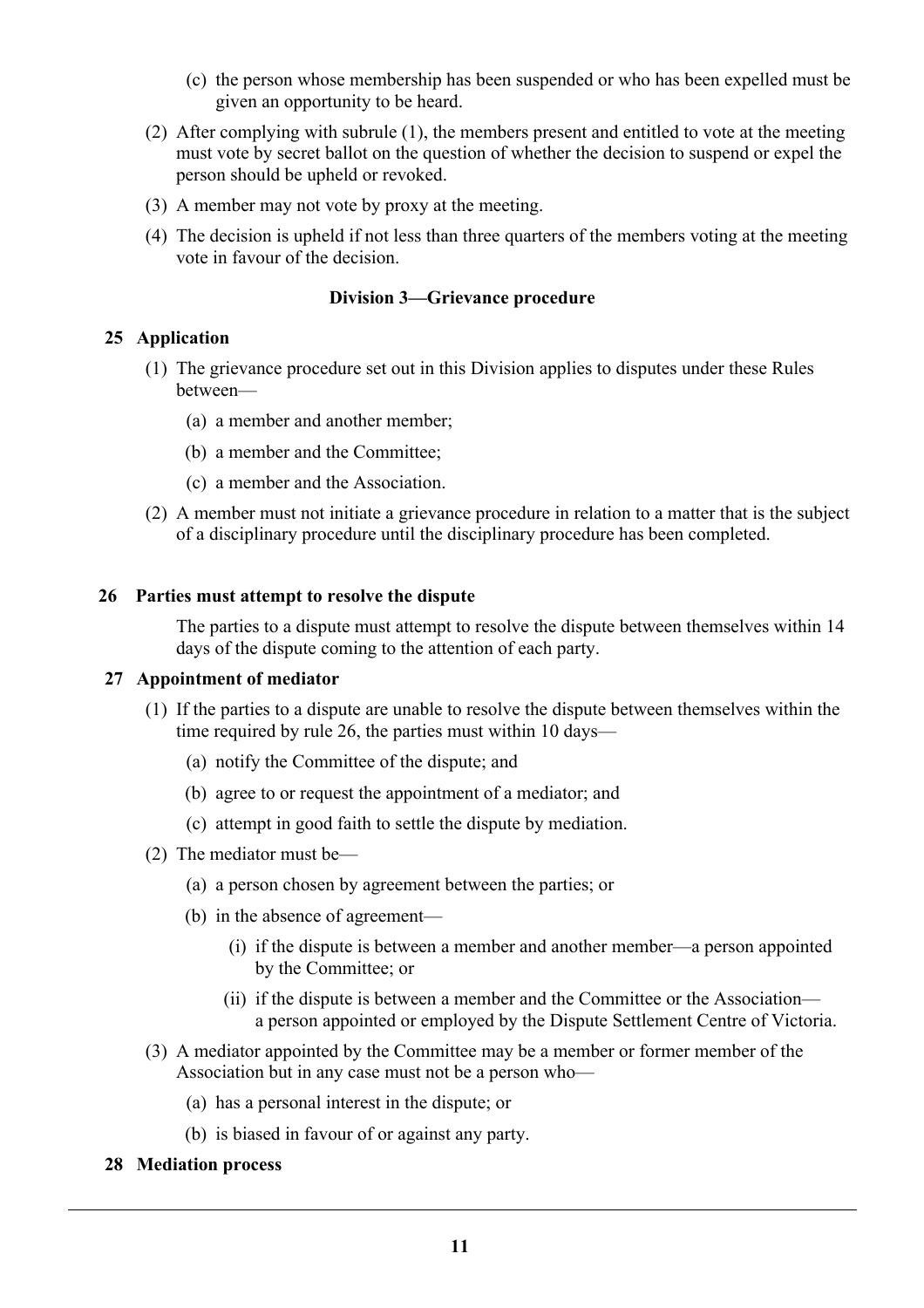(c) the person whose membership has been suspended or who has been expelled must be given an opportunity to be heard.

(2) After complying with subrule (1), the members present and entitled to vote at the meeting must vote by secret ballot on the question of whether the decision to suspend or expel the person should be upheld or revoked.

(3) A member may not vote by proxy at the meeting.

(4) The decision is upheld if not less than three quarters of the members voting at the meeting vote in favour of the decision.

### Division 3—Grievance procedure

**25 Application**

(1) The grievance procedure set out in this Division applies to disputes under these Rules between—

(a) a member and another member;

(b) a member and the Committee;

(c) a member and the Association.

(2) A member must not initiate a grievance procedure in relation to a matter that is the subject of a disciplinary procedure until the disciplinary procedure has been completed.

**26 Parties must attempt to resolve the dispute**

The parties to a dispute must attempt to resolve the dispute between themselves within 14 days of the dispute coming to the attention of each party.

**27 Appointment of mediator**

(1) If the parties to a dispute are unable to resolve the dispute between themselves within the time required by rule 26, the parties must within 10 days—

(a) notify the Committee of the dispute; and

(b) agree to or request the appointment of a mediator; and

(c) attempt in good faith to settle the dispute by mediation.

(2) The mediator must be—

(a) a person chosen by agreement between the parties; or

(b) in the absence of agreement—

(i) if the dispute is between a member and another member—a person appointed by the Committee; or

(ii) if the dispute is between a member and the Committee or the Association—a person appointed or employed by the Dispute Settlement Centre of Victoria.

(3) A mediator appointed by the Committee may be a member or former member of the Association but in any case must not be a person who—

(a) has a personal interest in the dispute; or

(b) is biased in favour of or against any party.

**28 Mediation process**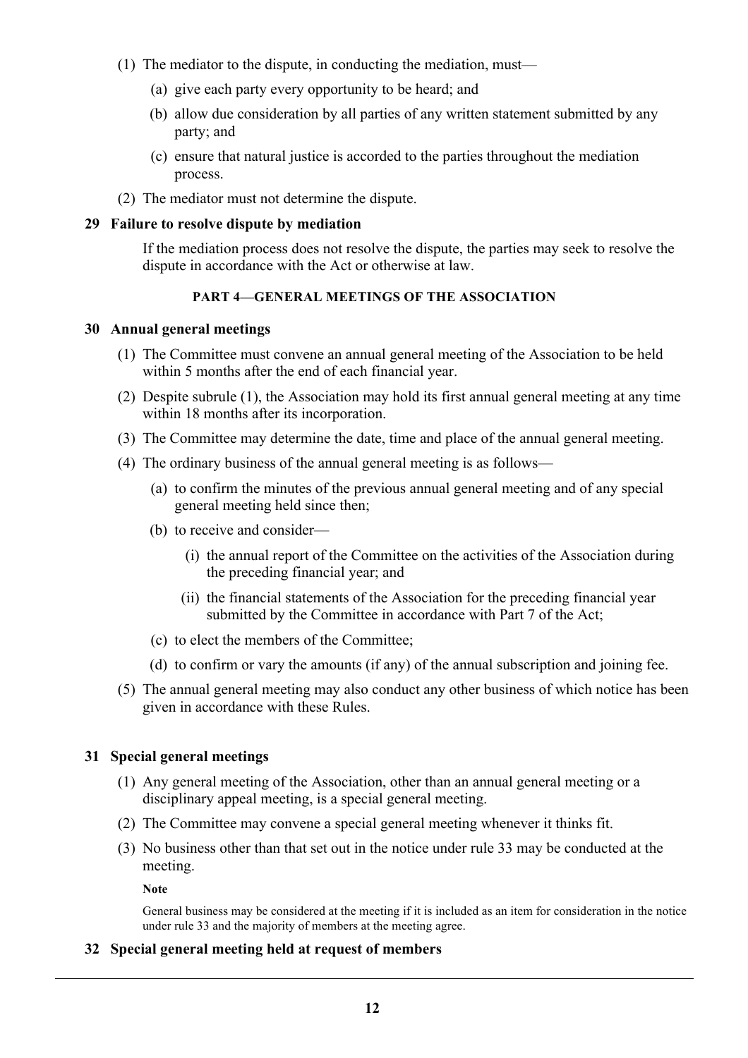(1) The mediator to the dispute, in conducting the mediation, must—

(a) give each party every opportunity to be heard; and

(b) allow due consideration by all parties of any written statement submitted by any party; and

(c) ensure that natural justice is accorded to the parties throughout the mediation process.

(2) The mediator must not determine the dispute.

### 29 Failure to resolve dispute by mediation

If the mediation process does not resolve the dispute, the parties may seek to resolve the dispute in accordance with the Act or otherwise at law.

## PART 4—GENERAL MEETINGS OF THE ASSOCIATION

### 30 Annual general meetings

(1) The Committee must convene an annual general meeting of the Association to be held within 5 months after the end of each financial year.

(2) Despite subrule (1), the Association may hold its first annual general meeting at any time within 18 months after its incorporation.

(3) The Committee may determine the date, time and place of the annual general meeting.

(4) The ordinary business of the annual general meeting is as follows—

(a) to confirm the minutes of the previous annual general meeting and of any special general meeting held since then;

(b) to receive and consider—

(i) the annual report of the Committee on the activities of the Association during the preceding financial year; and

(ii) the financial statements of the Association for the preceding financial year submitted by the Committee in accordance with Part 7 of the Act;

(c) to elect the members of the Committee;

(d) to confirm or vary the amounts (if any) of the annual subscription and joining fee.

(5) The annual general meeting may also conduct any other business of which notice has been given in accordance with these Rules.

### 31 Special general meetings

(1) Any general meeting of the Association, other than an annual general meeting or a disciplinary appeal meeting, is a special general meeting.

(2) The Committee may convene a special general meeting whenever it thinks fit.

(3) No business other than that set out in the notice under rule 33 may be conducted at the meeting.

**Note**

General business may be considered at the meeting if it is included as an item for consideration in the notice under rule 33 and the majority of members at the meeting agree.

### 32 Special general meeting held at request of members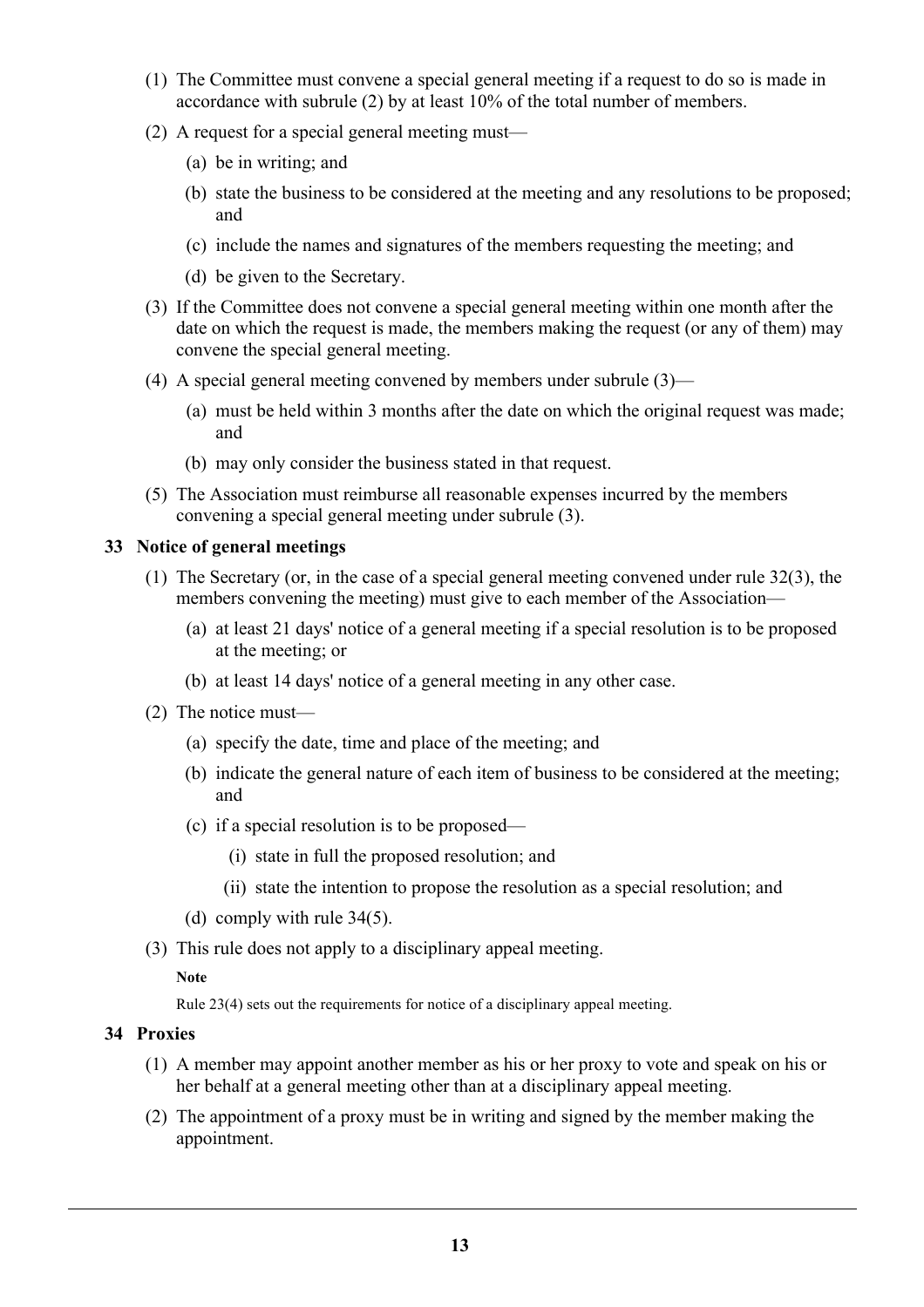(1) The Committee must convene a special general meeting if a request to do so is made in accordance with subrule (2) by at least 10% of the total number of members.

(2) A request for a special general meeting must—

  (a) be in writing; and

  (b) state the business to be considered at the meeting and any resolutions to be proposed; and

  (c) include the names and signatures of the members requesting the meeting; and

  (d) be given to the Secretary.

(3) If the Committee does not convene a special general meeting within one month after the date on which the request is made, the members making the request (or any of them) may convene the special general meeting.

(4) A special general meeting convened by members under subrule (3)—

  (a) must be held within 3 months after the date on which the original request was made; and

  (b) may only consider the business stated in that request.

(5) The Association must reimburse all reasonable expenses incurred by the members convening a special general meeting under subrule (3).

### 33 Notice of general meetings

(1) The Secretary (or, in the case of a special general meeting convened under rule 32(3), the members convening the meeting) must give to each member of the Association—

  (a) at least 21 days' notice of a general meeting if a special resolution is to be proposed at the meeting; or

  (b) at least 14 days' notice of a general meeting in any other case.

(2) The notice must—

  (a) specify the date, time and place of the meeting; and

  (b) indicate the general nature of each item of business to be considered at the meeting; and

  (c) if a special resolution is to be proposed—

    (i) state in full the proposed resolution; and

    (ii) state the intention to propose the resolution as a special resolution; and

  (d) comply with rule 34(5).

(3) This rule does not apply to a disciplinary appeal meeting.

**Note**

Rule 23(4) sets out the requirements for notice of a disciplinary appeal meeting.

### 34 Proxies

(1) A member may appoint another member as his or her proxy to vote and speak on his or her behalf at a general meeting other than at a disciplinary appeal meeting.

(2) The appointment of a proxy must be in writing and signed by the member making the appointment.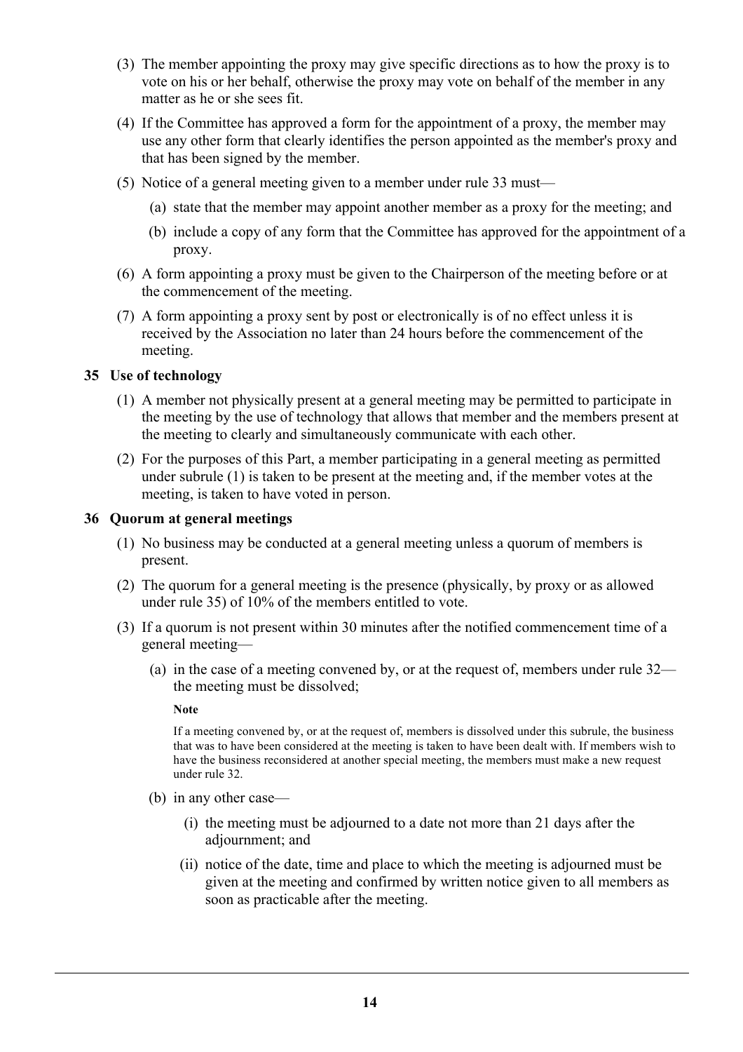(3) The member appointing the proxy may give specific directions as to how the proxy is to vote on his or her behalf, otherwise the proxy may vote on behalf of the member in any matter as he or she sees fit.

(4) If the Committee has approved a form for the appointment of a proxy, the member may use any other form that clearly identifies the person appointed as the member's proxy and that has been signed by the member.

(5) Notice of a general meeting given to a member under rule 33 must—

(a) state that the member may appoint another member as a proxy for the meeting; and

(b) include a copy of any form that the Committee has approved for the appointment of a proxy.

(6) A form appointing a proxy must be given to the Chairperson of the meeting before or at the commencement of the meeting.

(7) A form appointing a proxy sent by post or electronically is of no effect unless it is received by the Association no later than 24 hours before the commencement of the meeting.

### 35 Use of technology

(1) A member not physically present at a general meeting may be permitted to participate in the meeting by the use of technology that allows that member and the members present at the meeting to clearly and simultaneously communicate with each other.

(2) For the purposes of this Part, a member participating in a general meeting as permitted under subrule (1) is taken to be present at the meeting and, if the member votes at the meeting, is taken to have voted in person.

### 36 Quorum at general meetings

(1) No business may be conducted at a general meeting unless a quorum of members is present.

(2) The quorum for a general meeting is the presence (physically, by proxy or as allowed under rule 35) of 10% of the members entitled to vote.

(3) If a quorum is not present within 30 minutes after the notified commencement time of a general meeting—

(a) in the case of a meeting convened by, or at the request of, members under rule 32—the meeting must be dissolved;

**Note**

If a meeting convened by, or at the request of, members is dissolved under this subrule, the business that was to have been considered at the meeting is taken to have been dealt with. If members wish to have the business reconsidered at another special meeting, the members must make a new request under rule 32.

(b) in any other case—

(i) the meeting must be adjourned to a date not more than 21 days after the adjournment; and

(ii) notice of the date, time and place to which the meeting is adjourned must be given at the meeting and confirmed by written notice given to all members as soon as practicable after the meeting.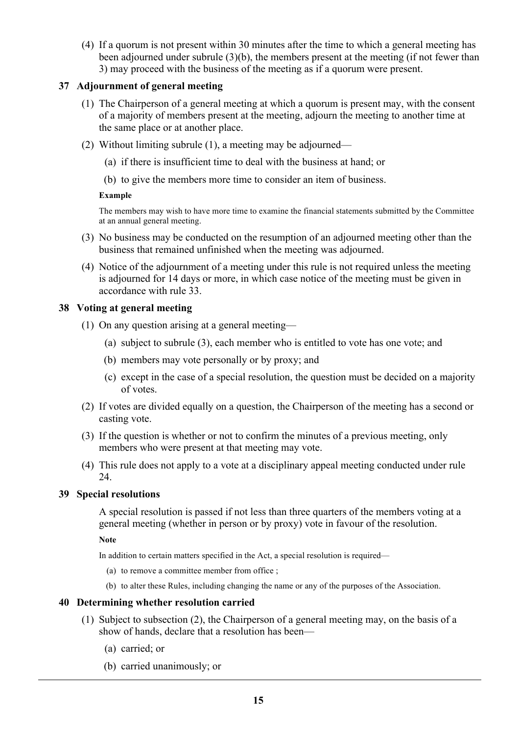(4) If a quorum is not present within 30 minutes after the time to which a general meeting has been adjourned under subrule (3)(b), the members present at the meeting (if not fewer than 3) may proceed with the business of the meeting as if a quorum were present.

### 37 Adjournment of general meeting

(1) The Chairperson of a general meeting at which a quorum is present may, with the consent of a majority of members present at the meeting, adjourn the meeting to another time at the same place or at another place.

(2) Without limiting subrule (1), a meeting may be adjourned—

(a) if there is insufficient time to deal with the business at hand; or

(b) to give the members more time to consider an item of business.

**Example**

The members may wish to have more time to examine the financial statements submitted by the Committee at an annual general meeting.

(3) No business may be conducted on the resumption of an adjourned meeting other than the business that remained unfinished when the meeting was adjourned.

(4) Notice of the adjournment of a meeting under this rule is not required unless the meeting is adjourned for 14 days or more, in which case notice of the meeting must be given in accordance with rule 33.

### 38 Voting at general meeting

(1) On any question arising at a general meeting—

(a) subject to subrule (3), each member who is entitled to vote has one vote; and

(b) members may vote personally or by proxy; and

(c) except in the case of a special resolution, the question must be decided on a majority of votes.

(2) If votes are divided equally on a question, the Chairperson of the meeting has a second or casting vote.

(3) If the question is whether or not to confirm the minutes of a previous meeting, only members who were present at that meeting may vote.

(4) This rule does not apply to a vote at a disciplinary appeal meeting conducted under rule 24.

### 39 Special resolutions

A special resolution is passed if not less than three quarters of the members voting at a general meeting (whether in person or by proxy) vote in favour of the resolution.

**Note**

In addition to certain matters specified in the Act, a special resolution is required—

(a) to remove a committee member from office ;

(b) to alter these Rules, including changing the name or any of the purposes of the Association.

### 40 Determining whether resolution carried

(1) Subject to subsection (2), the Chairperson of a general meeting may, on the basis of a show of hands, declare that a resolution has been—

(a) carried; or

(b) carried unanimously; or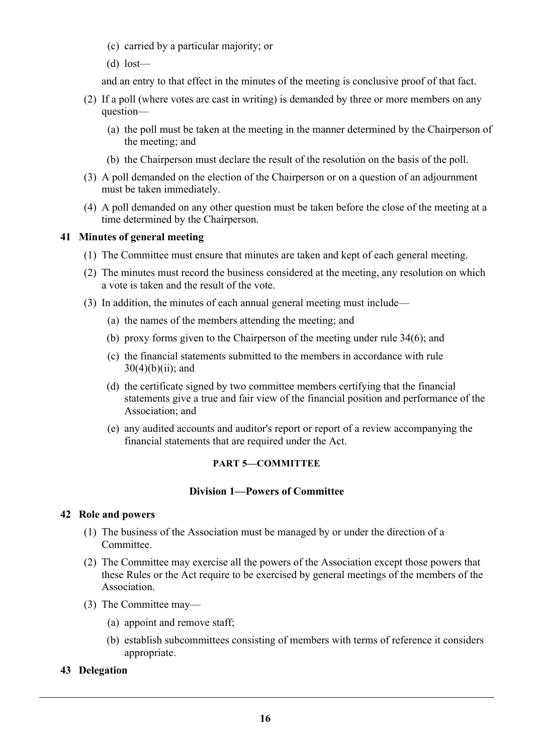(c) carried by a particular majority; or

(d) lost—

and an entry to that effect in the minutes of the meeting is conclusive proof of that fact.

(2) If a poll (where votes are cast in writing) is demanded by three or more members on any question—

(a) the poll must be taken at the meeting in the manner determined by the Chairperson of the meeting; and

(b) the Chairperson must declare the result of the resolution on the basis of the poll.

(3) A poll demanded on the election of the Chairperson or on a question of an adjournment must be taken immediately.

(4) A poll demanded on any other question must be taken before the close of the meeting at a time determined by the Chairperson.

### 41 Minutes of general meeting

(1) The Committee must ensure that minutes are taken and kept of each general meeting.

(2) The minutes must record the business considered at the meeting, any resolution on which a vote is taken and the result of the vote.

(3) In addition, the minutes of each annual general meeting must include—

(a) the names of the members attending the meeting; and

(b) proxy forms given to the Chairperson of the meeting under rule 34(6); and

(c) the financial statements submitted to the members in accordance with rule 30(4)(b)(ii); and

(d) the certificate signed by two committee members certifying that the financial statements give a true and fair view of the financial position and performance of the Association; and

(e) any audited accounts and auditor's report or report of a review accompanying the financial statements that are required under the Act.

## PART 5—COMMITTEE

## Division 1—Powers of Committee

### 42 Role and powers

(1) The business of the Association must be managed by or under the direction of a Committee.

(2) The Committee may exercise all the powers of the Association except those powers that these Rules or the Act require to be exercised by general meetings of the members of the Association.

(3) The Committee may—

(a) appoint and remove staff;

(b) establish subcommittees consisting of members with terms of reference it considers appropriate.

### 43 Delegation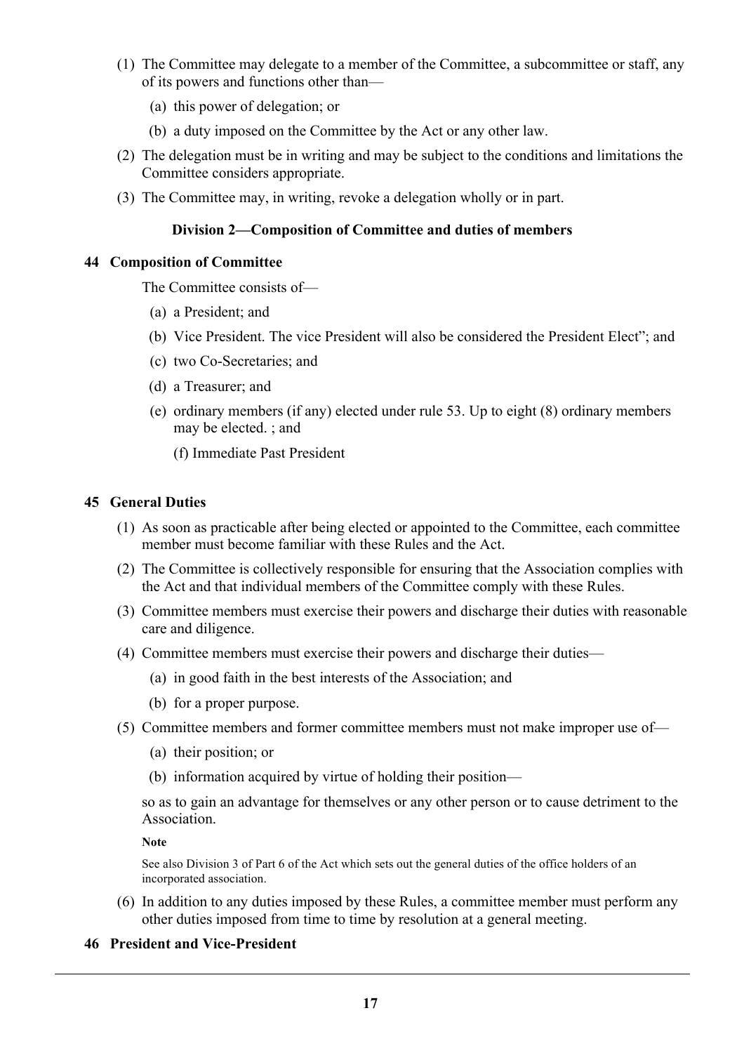(1) The Committee may delegate to a member of the Committee, a subcommittee or staff, any of its powers and functions other than—

(a) this power of delegation; or

(b) a duty imposed on the Committee by the Act or any other law.

(2) The delegation must be in writing and may be subject to the conditions and limitations the Committee considers appropriate.

(3) The Committee may, in writing, revoke a delegation wholly or in part.

### Division 2—Composition of Committee and duties of members

#### 44 Composition of Committee

The Committee consists of—

(a) a President; and

(b) Vice President. The vice President will also be considered the President Elect"; and

(c) two Co-Secretaries; and

(d) a Treasurer; and

(e) ordinary members (if any) elected under rule 53. Up to eight (8) ordinary members may be elected. ; and

(f) Immediate Past President

#### 45 General Duties

(1) As soon as practicable after being elected or appointed to the Committee, each committee member must become familiar with these Rules and the Act.

(2) The Committee is collectively responsible for ensuring that the Association complies with the Act and that individual members of the Committee comply with these Rules.

(3) Committee members must exercise their powers and discharge their duties with reasonable care and diligence.

(4) Committee members must exercise their powers and discharge their duties—

(a) in good faith in the best interests of the Association; and

(b) for a proper purpose.

(5) Committee members and former committee members must not make improper use of—

(a) their position; or

(b) information acquired by virtue of holding their position—

so as to gain an advantage for themselves or any other person or to cause detriment to the Association.

**Note**

See also Division 3 of Part 6 of the Act which sets out the general duties of the office holders of an incorporated association.

(6) In addition to any duties imposed by these Rules, a committee member must perform any other duties imposed from time to time by resolution at a general meeting.

#### 46 President and Vice-President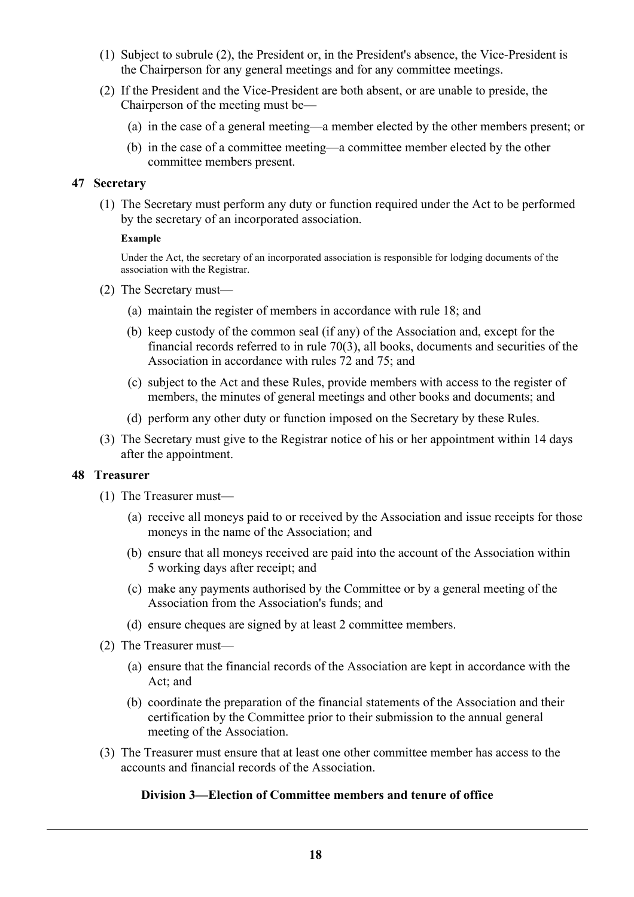(1) Subject to subrule (2), the President or, in the President's absence, the Vice-President is the Chairperson for any general meetings and for any committee meetings.

(2) If the President and the Vice-President are both absent, or are unable to preside, the Chairperson of the meeting must be—

   (a) in the case of a general meeting—a member elected by the other members present; or

   (b) in the case of a committee meeting—a committee member elected by the other committee members present.

### 47 Secretary

(1) The Secretary must perform any duty or function required under the Act to be performed by the secretary of an incorporated association.

**Example**

Under the Act, the secretary of an incorporated association is responsible for lodging documents of the association with the Registrar.

(2) The Secretary must—

   (a) maintain the register of members in accordance with rule 18; and

   (b) keep custody of the common seal (if any) of the Association and, except for the financial records referred to in rule 70(3), all books, documents and securities of the Association in accordance with rules 72 and 75; and

   (c) subject to the Act and these Rules, provide members with access to the register of members, the minutes of general meetings and other books and documents; and

   (d) perform any other duty or function imposed on the Secretary by these Rules.

(3) The Secretary must give to the Registrar notice of his or her appointment within 14 days after the appointment.

### 48 Treasurer

(1) The Treasurer must—

   (a) receive all moneys paid to or received by the Association and issue receipts for those moneys in the name of the Association; and

   (b) ensure that all moneys received are paid into the account of the Association within 5 working days after receipt; and

   (c) make any payments authorised by the Committee or by a general meeting of the Association from the Association's funds; and

   (d) ensure cheques are signed by at least 2 committee members.

(2) The Treasurer must—

   (a) ensure that the financial records of the Association are kept in accordance with the Act; and

   (b) coordinate the preparation of the financial statements of the Association and their certification by the Committee prior to their submission to the annual general meeting of the Association.

(3) The Treasurer must ensure that at least one other committee member has access to the accounts and financial records of the Association.

## Division 3—Election of Committee members and tenure of office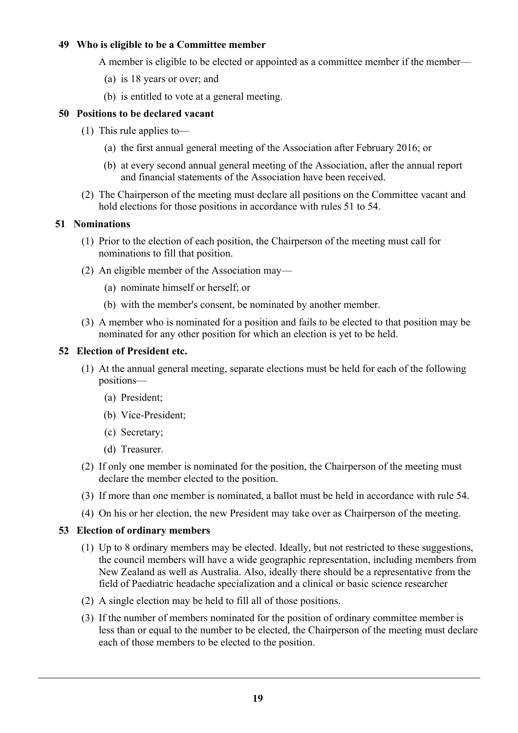### 49 Who is eligible to be a Committee member

A member is eligible to be elected or appointed as a committee member if the member—

(a) is 18 years or over; and

(b) is entitled to vote at a general meeting.

### 50 Positions to be declared vacant

(1) This rule applies to—

(a) the first annual general meeting of the Association after February 2016; or

(b) at every second annual general meeting of the Association, after the annual report and financial statements of the Association have been received.

(2) The Chairperson of the meeting must declare all positions on the Committee vacant and hold elections for those positions in accordance with rules 51 to 54.

### 51 Nominations

(1) Prior to the election of each position, the Chairperson of the meeting must call for nominations to fill that position.

(2) An eligible member of the Association may—

(a) nominate himself or herself; or

(b) with the member's consent, be nominated by another member.

(3) A member who is nominated for a position and fails to be elected to that position may be nominated for any other position for which an election is yet to be held.

### 52 Election of President etc.

(1) At the annual general meeting, separate elections must be held for each of the following positions—

(a) President;

(b) Vice-President;

(c) Secretary;

(d) Treasurer.

(2) If only one member is nominated for the position, the Chairperson of the meeting must declare the member elected to the position.

(3) If more than one member is nominated, a ballot must be held in accordance with rule 54.

(4) On his or her election, the new President may take over as Chairperson of the meeting.

### 53 Election of ordinary members

(1) Up to 8 ordinary members may be elected. Ideally, but not restricted to these suggestions, the council members will have a wide geographic representation, including members from New Zealand as well as Australia. Also, ideally there should be a representative from the field of Paediatric headache specialization and a clinical or basic science researcher

(2) A single election may be held to fill all of those positions.

(3) If the number of members nominated for the position of ordinary committee member is less than or equal to the number to be elected, the Chairperson of the meeting must declare each of those members to be elected to the position.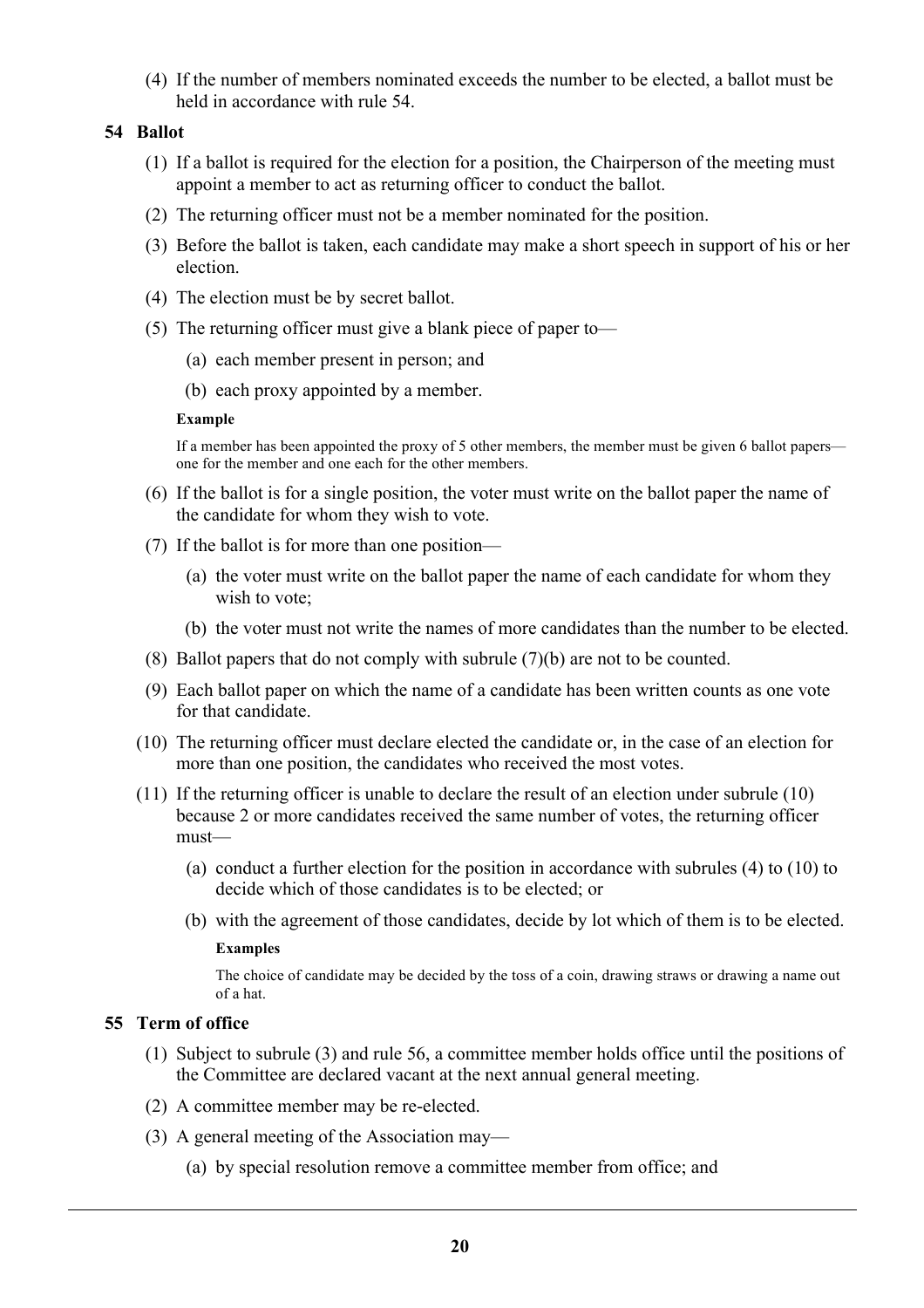(4) If the number of members nominated exceeds the number to be elected, a ballot must be held in accordance with rule 54.

### 54 Ballot

(1) If a ballot is required for the election for a position, the Chairperson of the meeting must appoint a member to act as returning officer to conduct the ballot.

(2) The returning officer must not be a member nominated for the position.

(3) Before the ballot is taken, each candidate may make a short speech in support of his or her election.

(4) The election must be by secret ballot.

(5) The returning officer must give a blank piece of paper to—

(a) each member present in person; and

(b) each proxy appointed by a member.

**Example**

If a member has been appointed the proxy of 5 other members, the member must be given 6 ballot papers—one for the member and one each for the other members.

(6) If the ballot is for a single position, the voter must write on the ballot paper the name of the candidate for whom they wish to vote.

(7) If the ballot is for more than one position—

(a) the voter must write on the ballot paper the name of each candidate for whom they wish to vote;

(b) the voter must not write the names of more candidates than the number to be elected.

(8) Ballot papers that do not comply with subrule (7)(b) are not to be counted.

(9) Each ballot paper on which the name of a candidate has been written counts as one vote for that candidate.

(10) The returning officer must declare elected the candidate or, in the case of an election for more than one position, the candidates who received the most votes.

(11) If the returning officer is unable to declare the result of an election under subrule (10) because 2 or more candidates received the same number of votes, the returning officer must—

(a) conduct a further election for the position in accordance with subrules (4) to (10) to decide which of those candidates is to be elected; or

(b) with the agreement of those candidates, decide by lot which of them is to be elected.

**Examples**

The choice of candidate may be decided by the toss of a coin, drawing straws or drawing a name out of a hat.

### 55 Term of office

(1) Subject to subrule (3) and rule 56, a committee member holds office until the positions of the Committee are declared vacant at the next annual general meeting.

(2) A committee member may be re-elected.

(3) A general meeting of the Association may—

(a) by special resolution remove a committee member from office; and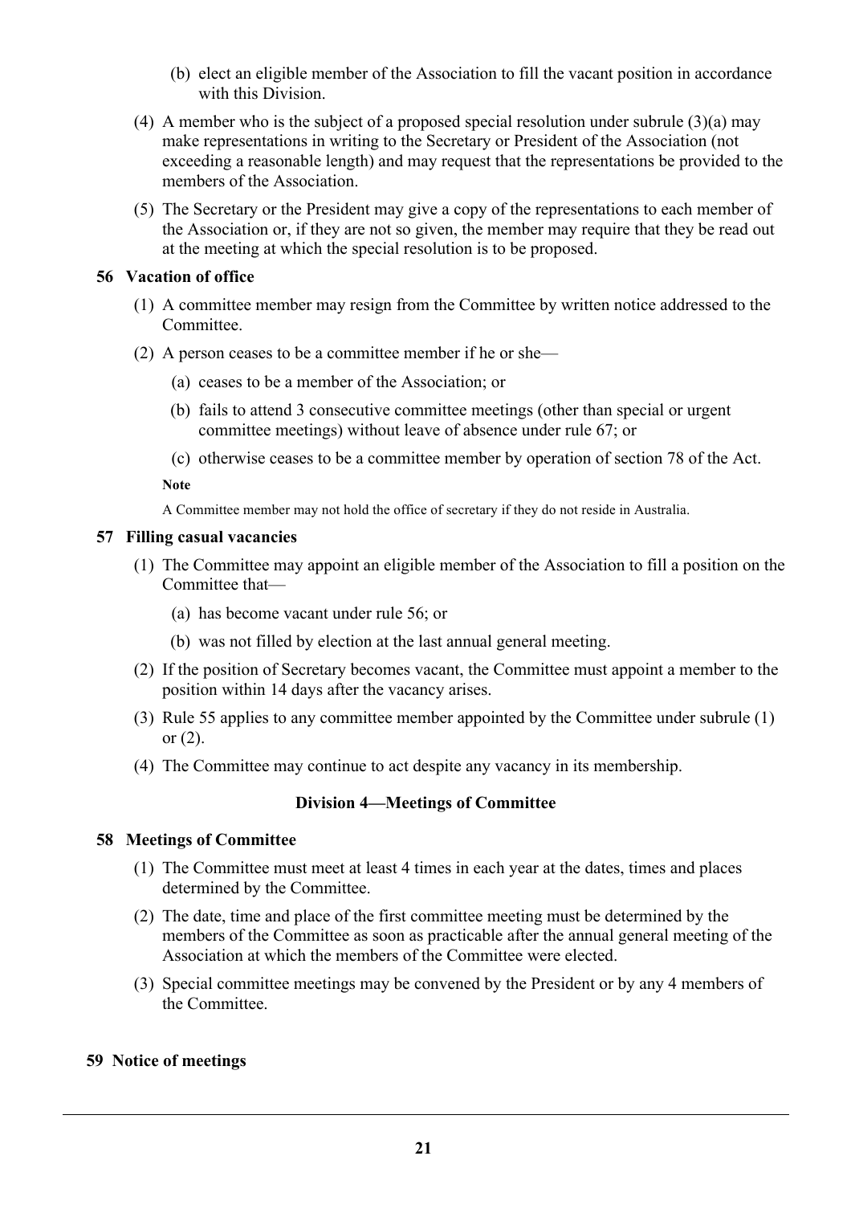(b) elect an eligible member of the Association to fill the vacant position in accordance with this Division.

(4) A member who is the subject of a proposed special resolution under subrule (3)(a) may make representations in writing to the Secretary or President of the Association (not exceeding a reasonable length) and may request that the representations be provided to the members of the Association.

(5) The Secretary or the President may give a copy of the representations to each member of the Association or, if they are not so given, the member may require that they be read out at the meeting at which the special resolution is to be proposed.

### 56 Vacation of office

(1) A committee member may resign from the Committee by written notice addressed to the Committee.

(2) A person ceases to be a committee member if he or she—

(a) ceases to be a member of the Association; or

(b) fails to attend 3 consecutive committee meetings (other than special or urgent committee meetings) without leave of absence under rule 67; or

(c) otherwise ceases to be a committee member by operation of section 78 of the Act.

**Note**

A Committee member may not hold the office of secretary if they do not reside in Australia.

### 57 Filling casual vacancies

(1) The Committee may appoint an eligible member of the Association to fill a position on the Committee that—

(a) has become vacant under rule 56; or

(b) was not filled by election at the last annual general meeting.

(2) If the position of Secretary becomes vacant, the Committee must appoint a member to the position within 14 days after the vacancy arises.

(3) Rule 55 applies to any committee member appointed by the Committee under subrule (1) or (2).

(4) The Committee may continue to act despite any vacancy in its membership.

## Division 4—Meetings of Committee

### 58 Meetings of Committee

(1) The Committee must meet at least 4 times in each year at the dates, times and places determined by the Committee.

(2) The date, time and place of the first committee meeting must be determined by the members of the Committee as soon as practicable after the annual general meeting of the Association at which the members of the Committee were elected.

(3) Special committee meetings may be convened by the President or by any 4 members of the Committee.

### 59 Notice of meetings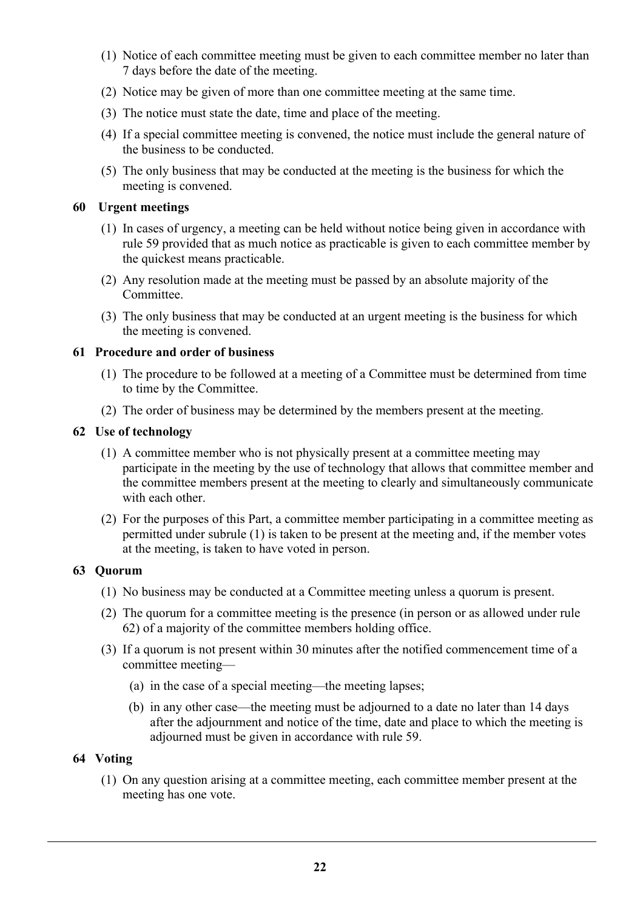(1) Notice of each committee meeting must be given to each committee member no later than 7 days before the date of the meeting.

(2) Notice may be given of more than one committee meeting at the same time.

(3) The notice must state the date, time and place of the meeting.

(4) If a special committee meeting is convened, the notice must include the general nature of the business to be conducted.

(5) The only business that may be conducted at the meeting is the business for which the meeting is convened.

### 60 Urgent meetings

(1) In cases of urgency, a meeting can be held without notice being given in accordance with rule 59 provided that as much notice as practicable is given to each committee member by the quickest means practicable.

(2) Any resolution made at the meeting must be passed by an absolute majority of the Committee.

(3) The only business that may be conducted at an urgent meeting is the business for which the meeting is convened.

### 61 Procedure and order of business

(1) The procedure to be followed at a meeting of a Committee must be determined from time to time by the Committee.

(2) The order of business may be determined by the members present at the meeting.

### 62 Use of technology

(1) A committee member who is not physically present at a committee meeting may participate in the meeting by the use of technology that allows that committee member and the committee members present at the meeting to clearly and simultaneously communicate with each other.

(2) For the purposes of this Part, a committee member participating in a committee meeting as permitted under subrule (1) is taken to be present at the meeting and, if the member votes at the meeting, is taken to have voted in person.

### 63 Quorum

(1) No business may be conducted at a Committee meeting unless a quorum is present.

(2) The quorum for a committee meeting is the presence (in person or as allowed under rule 62) of a majority of the committee members holding office.

(3) If a quorum is not present within 30 minutes after the notified commencement time of a committee meeting—

(a) in the case of a special meeting—the meeting lapses;

(b) in any other case—the meeting must be adjourned to a date no later than 14 days after the adjournment and notice of the time, date and place to which the meeting is adjourned must be given in accordance with rule 59.

### 64 Voting

(1) On any question arising at a committee meeting, each committee member present at the meeting has one vote.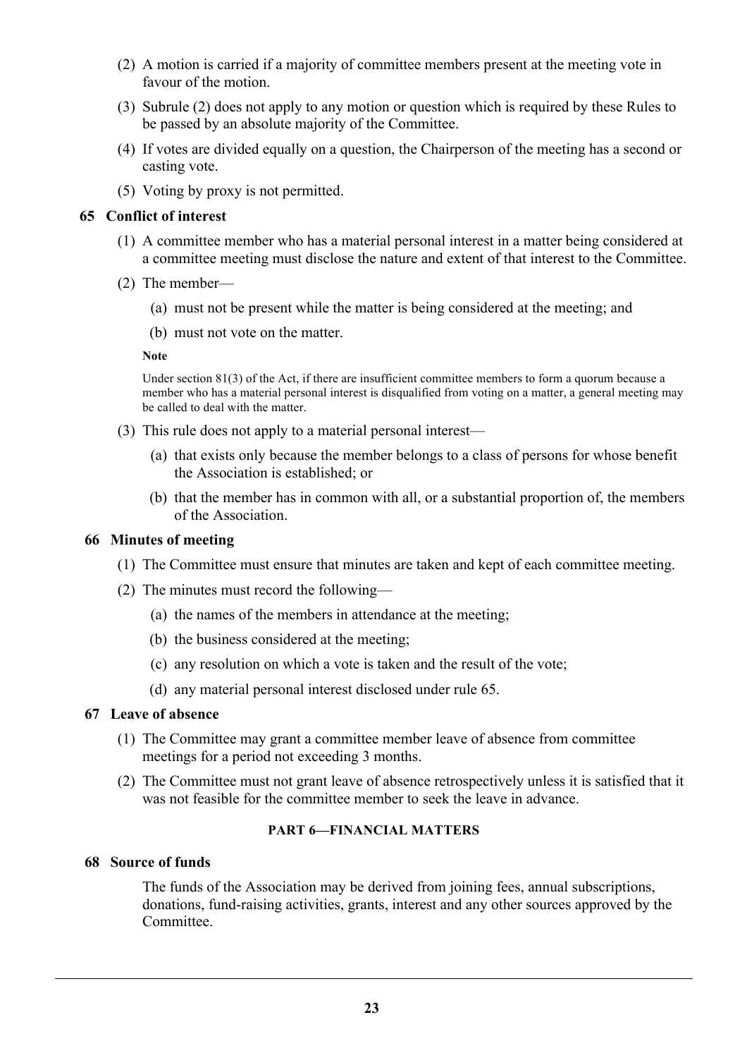(2) A motion is carried if a majority of committee members present at the meeting vote in favour of the motion.

(3) Subrule (2) does not apply to any motion or question which is required by these Rules to be passed by an absolute majority of the Committee.

(4) If votes are divided equally on a question, the Chairperson of the meeting has a second or casting vote.

(5) Voting by proxy is not permitted.

### 65 Conflict of interest

(1) A committee member who has a material personal interest in a matter being considered at a committee meeting must disclose the nature and extent of that interest to the Committee.

(2) The member—

(a) must not be present while the matter is being considered at the meeting; and

(b) must not vote on the matter.

**Note**

Under section 81(3) of the Act, if there are insufficient committee members to form a quorum because a member who has a material personal interest is disqualified from voting on a matter, a general meeting may be called to deal with the matter.

(3) This rule does not apply to a material personal interest—

(a) that exists only because the member belongs to a class of persons for whose benefit the Association is established; or

(b) that the member has in common with all, or a substantial proportion of, the members of the Association.

### 66 Minutes of meeting

(1) The Committee must ensure that minutes are taken and kept of each committee meeting.

(2) The minutes must record the following—

(a) the names of the members in attendance at the meeting;

(b) the business considered at the meeting;

(c) any resolution on which a vote is taken and the result of the vote;

(d) any material personal interest disclosed under rule 65.

### 67 Leave of absence

(1) The Committee may grant a committee member leave of absence from committee meetings for a period not exceeding 3 months.

(2) The Committee must not grant leave of absence retrospectively unless it is satisfied that it was not feasible for the committee member to seek the leave in advance.

## PART 6—FINANCIAL MATTERS

### 68 Source of funds

The funds of the Association may be derived from joining fees, annual subscriptions, donations, fund-raising activities, grants, interest and any other sources approved by the Committee.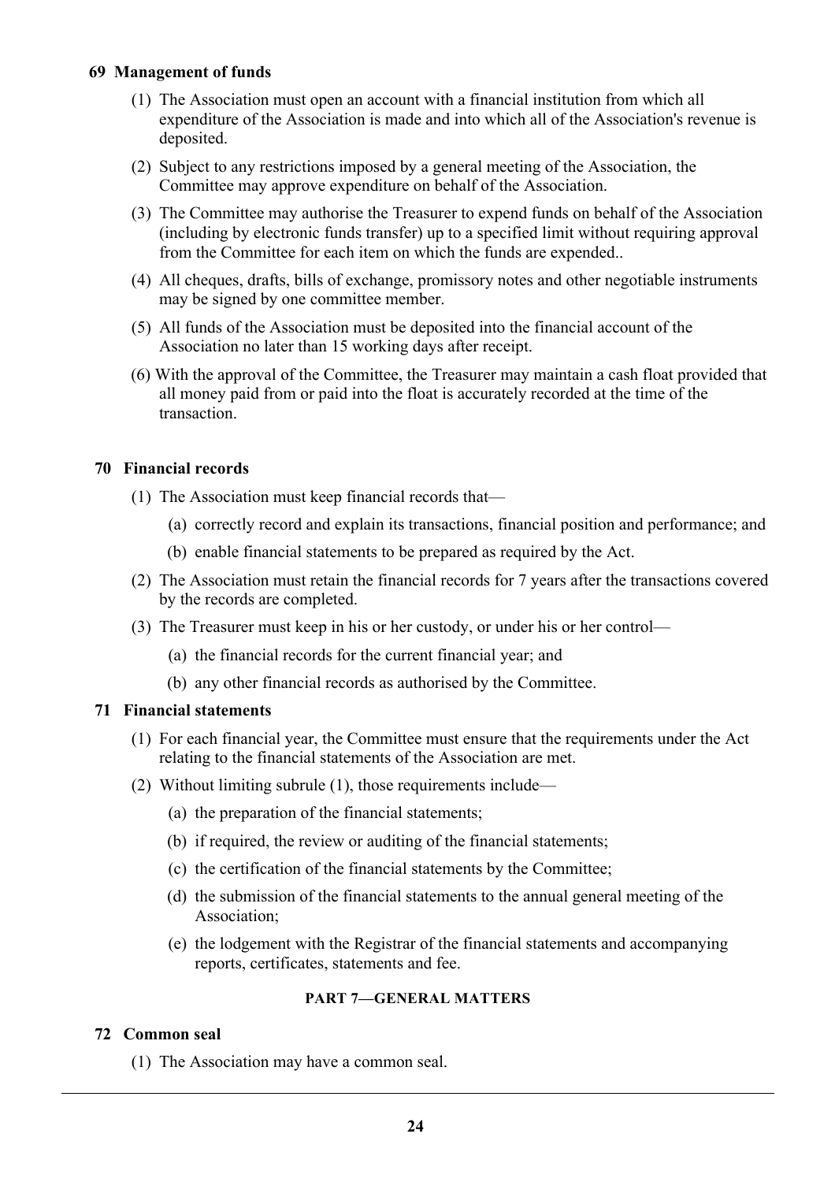### 69 Management of funds

(1) The Association must open an account with a financial institution from which all expenditure of the Association is made and into which all of the Association's revenue is deposited.

(2) Subject to any restrictions imposed by a general meeting of the Association, the Committee may approve expenditure on behalf of the Association.

(3) The Committee may authorise the Treasurer to expend funds on behalf of the Association (including by electronic funds transfer) up to a specified limit without requiring approval from the Committee for each item on which the funds are expended..

(4) All cheques, drafts, bills of exchange, promissory notes and other negotiable instruments may be signed by one committee member.

(5) All funds of the Association must be deposited into the financial account of the Association no later than 15 working days after receipt.

(6) With the approval of the Committee, the Treasurer may maintain a cash float provided that all money paid from or paid into the float is accurately recorded at the time of the transaction.

### 70 Financial records

(1) The Association must keep financial records that—

(a) correctly record and explain its transactions, financial position and performance; and

(b) enable financial statements to be prepared as required by the Act.

(2) The Association must retain the financial records for 7 years after the transactions covered by the records are completed.

(3) The Treasurer must keep in his or her custody, or under his or her control—

(a) the financial records for the current financial year; and

(b) any other financial records as authorised by the Committee.

### 71 Financial statements

(1) For each financial year, the Committee must ensure that the requirements under the Act relating to the financial statements of the Association are met.

(2) Without limiting subrule (1), those requirements include—

(a) the preparation of the financial statements;

(b) if required, the review or auditing of the financial statements;

(c) the certification of the financial statements by the Committee;

(d) the submission of the financial statements to the annual general meeting of the Association;

(e) the lodgement with the Registrar of the financial statements and accompanying reports, certificates, statements and fee.

## PART 7—GENERAL MATTERS

### 72 Common seal

(1) The Association may have a common seal.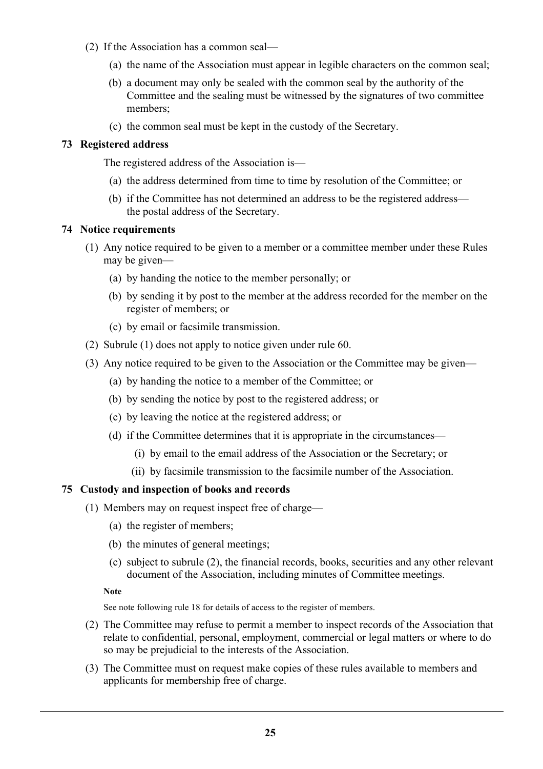(2) If the Association has a common seal—

  (a) the name of the Association must appear in legible characters on the common seal;

  (b) a document may only be sealed with the common seal by the authority of the Committee and the sealing must be witnessed by the signatures of two committee members;

  (c) the common seal must be kept in the custody of the Secretary.

### 73 Registered address

The registered address of the Association is—

  (a) the address determined from time to time by resolution of the Committee; or

  (b) if the Committee has not determined an address to be the registered address—the postal address of the Secretary.

### 74 Notice requirements

(1) Any notice required to be given to a member or a committee member under these Rules may be given—

  (a) by handing the notice to the member personally; or

  (b) by sending it by post to the member at the address recorded for the member on the register of members; or

  (c) by email or facsimile transmission.

(2) Subrule (1) does not apply to notice given under rule 60.

(3) Any notice required to be given to the Association or the Committee may be given—

  (a) by handing the notice to a member of the Committee; or

  (b) by sending the notice by post to the registered address; or

  (c) by leaving the notice at the registered address; or

  (d) if the Committee determines that it is appropriate in the circumstances—

    (i) by email to the email address of the Association or the Secretary; or

    (ii) by facsimile transmission to the facsimile number of the Association.

### 75 Custody and inspection of books and records

(1) Members may on request inspect free of charge—

  (a) the register of members;

  (b) the minutes of general meetings;

  (c) subject to subrule (2), the financial records, books, securities and any other relevant document of the Association, including minutes of Committee meetings.

**Note**

See note following rule 18 for details of access to the register of members.

(2) The Committee may refuse to permit a member to inspect records of the Association that relate to confidential, personal, employment, commercial or legal matters or where to do so may be prejudicial to the interests of the Association.

(3) The Committee must on request make copies of these rules available to members and applicants for membership free of charge.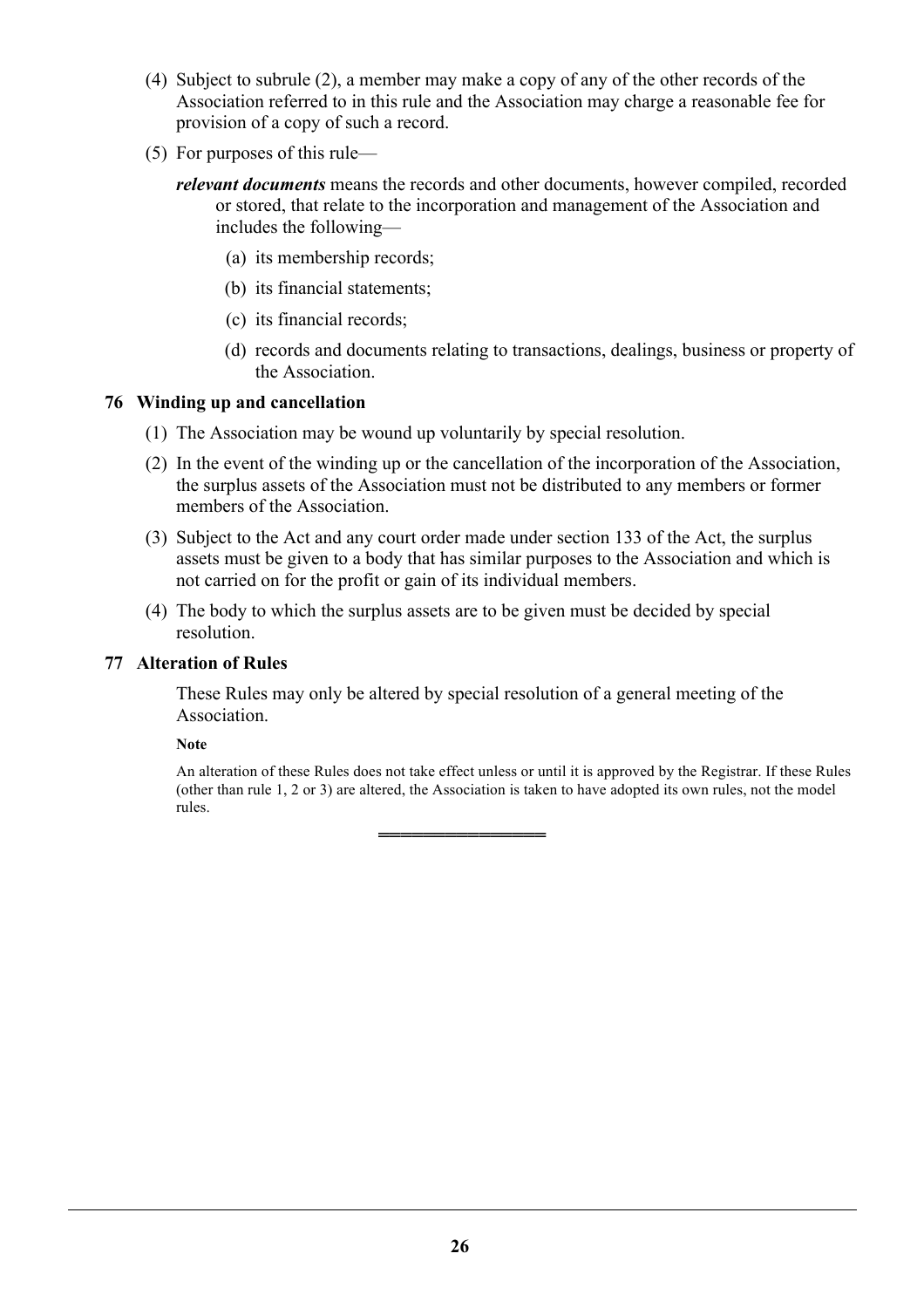(4) Subject to subrule (2), a member may make a copy of any of the other records of the Association referred to in this rule and the Association may charge a reasonable fee for provision of a copy of such a record.

(5) For purposes of this rule—

***relevant documents*** means the records and other documents, however compiled, recorded or stored, that relate to the incorporation and management of the Association and includes the following—

(a) its membership records;

(b) its financial statements;

(c) its financial records;

(d) records and documents relating to transactions, dealings, business or property of the Association.

**76 Winding up and cancellation**

(1) The Association may be wound up voluntarily by special resolution.

(2) In the event of the winding up or the cancellation of the incorporation of the Association, the surplus assets of the Association must not be distributed to any members or former members of the Association.

(3) Subject to the Act and any court order made under section 133 of the Act, the surplus assets must be given to a body that has similar purposes to the Association and which is not carried on for the profit or gain of its individual members.

(4) The body to which the surplus assets are to be given must be decided by special resolution.

**77 Alteration of Rules**

These Rules may only be altered by special resolution of a general meeting of the Association.

**Note**

An alteration of these Rules does not take effect unless or until it is approved by the Registrar. If these Rules (other than rule 1, 2 or 3) are altered, the Association is taken to have adopted its own rules, not the model rules.